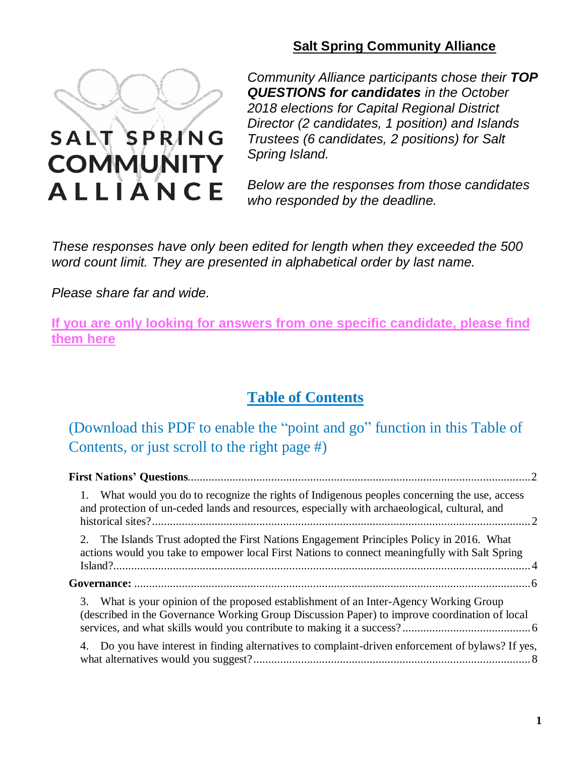## Salt Spring Community Alliance

SALT SPRING COMMUNITY ALLIANCE

*Community Alliance participants chose their **TOP QUESTIONS for candidates** in the October 2018 elections for Capital Regional District Director (2 candidates, 1 position) and Islands Trustees (6 candidates, 2 positions) for Salt Spring Island.*

*Below are the responses from those candidates who responded by the deadline.*

*These responses have only been edited for length when they exceeded the 500 word count limit. They are presented in alphabetical order by last name.*

*Please share far and wide.*

**If you are only looking for answers from one specific candidate, please find them here**

## Table of Contents

(Download this PDF to enable the "point and go" function in this Table of Contents, or just scroll to the right page #)

**First Nations' Questions** .......... 2

1. What would you do to recognize the rights of Indigenous peoples concerning the use, access and protection of un-ceded lands and resources, especially with archaeological, cultural, and historical sites? .......... 2

2. The Islands Trust adopted the First Nations Engagement Principles Policy in 2016. What actions would you take to empower local First Nations to connect meaningfully with Salt Spring Island? .......... 4

**Governance:** .......... 6

3. What is your opinion of the proposed establishment of an Inter-Agency Working Group (described in the Governance Working Group Discussion Paper) to improve coordination of local services, and what skills would you contribute to making it a success? .......... 6

4. Do you have interest in finding alternatives to complaint-driven enforcement of bylaws? If yes, what alternatives would you suggest? .......... 8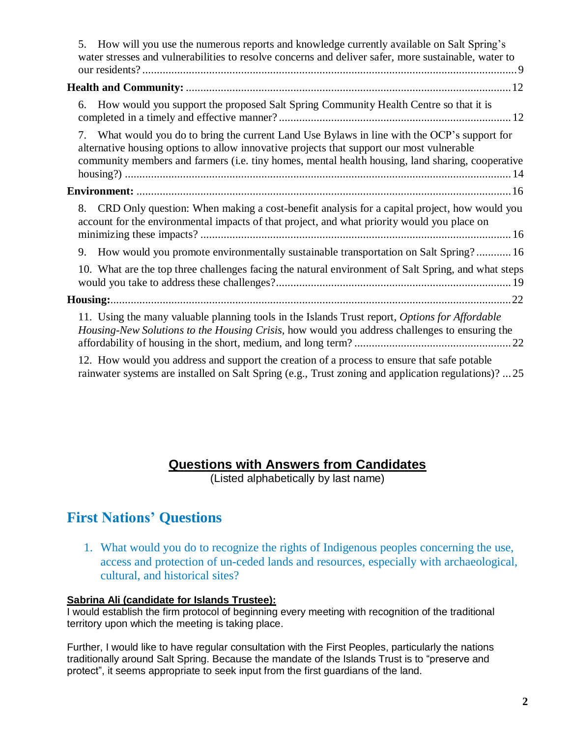5. How will you use the numerous reports and knowledge currently available on Salt Spring's water stresses and vulnerabilities to resolve concerns and deliver safer, more sustainable, water to our residents? ... 9

**Health and Community:** ... 12

6. How would you support the proposed Salt Spring Community Health Centre so that it is completed in a timely and effective manner? ... 12

7. What would you do to bring the current Land Use Bylaws in line with the OCP's support for alternative housing options to allow innovative projects that support our most vulnerable community members and farmers (i.e. tiny homes, mental health housing, land sharing, cooperative housing?) ... 14

**Environment:** ... 16

8. CRD Only question: When making a cost-benefit analysis for a capital project, how would you account for the environmental impacts of that project, and what priority would you place on minimizing these impacts? ... 16

9. How would you promote environmentally sustainable transportation on Salt Spring? ... 16

10. What are the top three challenges facing the natural environment of Salt Spring, and what steps would you take to address these challenges? ... 19

**Housing:** ... 22

11. Using the many valuable planning tools in the Islands Trust report, *Options for Affordable Housing-New Solutions to the Housing Crisis*, how would you address challenges to ensuring the affordability of housing in the short, medium, and long term? ... 22

12. How would you address and support the creation of a process to ensure that safe potable rainwater systems are installed on Salt Spring (e.g., Trust zoning and application regulations)? ... 25

## Questions with Answers from Candidates

(Listed alphabetically by last name)

# First Nations' Questions

1. What would you do to recognize the rights of Indigenous peoples concerning the use, access and protection of un-ceded lands and resources, especially with archaeological, cultural, and historical sites?

**Sabrina Ali (candidate for Islands Trustee):**

I would establish the firm protocol of beginning every meeting with recognition of the traditional territory upon which the meeting is taking place.

Further, I would like to have regular consultation with the First Peoples, particularly the nations traditionally around Salt Spring. Because the mandate of the Islands Trust is to "preserve and protect", it seems appropriate to seek input from the first guardians of the land.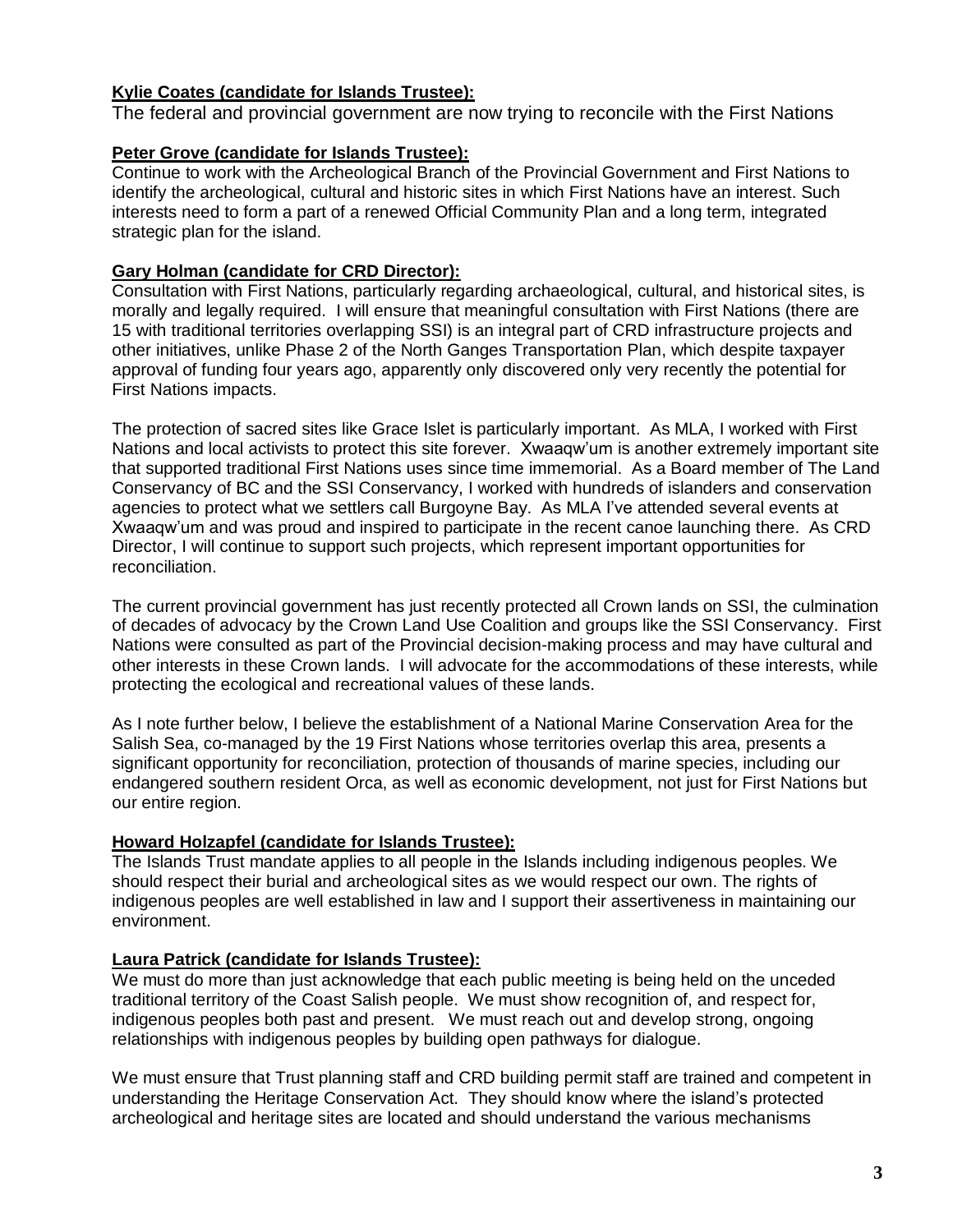**Kylie Coates (candidate for Islands Trustee):**

The federal and provincial government are now trying to reconcile with the First Nations

**Peter Grove (candidate for Islands Trustee):**

Continue to work with the Archeological Branch of the Provincial Government and First Nations to identify the archeological, cultural and historic sites in which First Nations have an interest. Such interests need to form a part of a renewed Official Community Plan and a long term, integrated strategic plan for the island.

**Gary Holman (candidate for CRD Director):**

Consultation with First Nations, particularly regarding archaeological, cultural, and historical sites, is morally and legally required. I will ensure that meaningful consultation with First Nations (there are 15 with traditional territories overlapping SSI) is an integral part of CRD infrastructure projects and other initiatives, unlike Phase 2 of the North Ganges Transportation Plan, which despite taxpayer approval of funding four years ago, apparently only discovered only very recently the potential for First Nations impacts.

The protection of sacred sites like Grace Islet is particularly important. As MLA, I worked with First Nations and local activists to protect this site forever. Xwaaqw'um is another extremely important site that supported traditional First Nations uses since time immemorial. As a Board member of The Land Conservancy of BC and the SSI Conservancy, I worked with hundreds of islanders and conservation agencies to protect what we settlers call Burgoyne Bay. As MLA I've attended several events at Xwaaqw'um and was proud and inspired to participate in the recent canoe launching there. As CRD Director, I will continue to support such projects, which represent important opportunities for reconciliation.

The current provincial government has just recently protected all Crown lands on SSI, the culmination of decades of advocacy by the Crown Land Use Coalition and groups like the SSI Conservancy. First Nations were consulted as part of the Provincial decision-making process and may have cultural and other interests in these Crown lands. I will advocate for the accommodations of these interests, while protecting the ecological and recreational values of these lands.

As I note further below, I believe the establishment of a National Marine Conservation Area for the Salish Sea, co-managed by the 19 First Nations whose territories overlap this area, presents a significant opportunity for reconciliation, protection of thousands of marine species, including our endangered southern resident Orca, as well as economic development, not just for First Nations but our entire region.

**Howard Holzapfel (candidate for Islands Trustee):**

The Islands Trust mandate applies to all people in the Islands including indigenous peoples. We should respect their burial and archeological sites as we would respect our own. The rights of indigenous peoples are well established in law and I support their assertiveness in maintaining our environment.

**Laura Patrick (candidate for Islands Trustee):**

We must do more than just acknowledge that each public meeting is being held on the unceded traditional territory of the Coast Salish people. We must show recognition of, and respect for, indigenous peoples both past and present. We must reach out and develop strong, ongoing relationships with indigenous peoples by building open pathways for dialogue.

We must ensure that Trust planning staff and CRD building permit staff are trained and competent in understanding the Heritage Conservation Act. They should know where the island's protected archeological and heritage sites are located and should understand the various mechanisms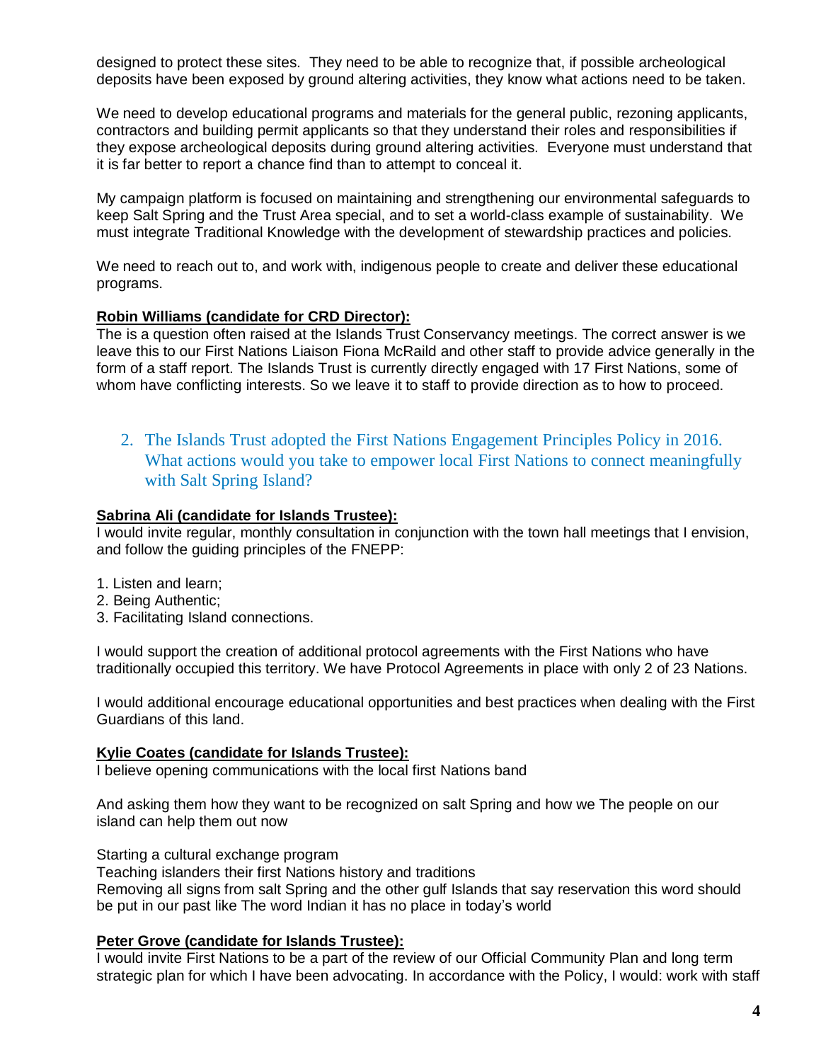designed to protect these sites. They need to be able to recognize that, if possible archeological deposits have been exposed by ground altering activities, they know what actions need to be taken.

We need to develop educational programs and materials for the general public, rezoning applicants, contractors and building permit applicants so that they understand their roles and responsibilities if they expose archeological deposits during ground altering activities. Everyone must understand that it is far better to report a chance find than to attempt to conceal it.

My campaign platform is focused on maintaining and strengthening our environmental safeguards to keep Salt Spring and the Trust Area special, and to set a world-class example of sustainability. We must integrate Traditional Knowledge with the development of stewardship practices and policies.

We need to reach out to, and work with, indigenous people to create and deliver these educational programs.

**Robin Williams (candidate for CRD Director):**
The is a question often raised at the Islands Trust Conservancy meetings. The correct answer is we leave this to our First Nations Liaison Fiona McRaild and other staff to provide advice generally in the form of a staff report. The Islands Trust is currently directly engaged with 17 First Nations, some of whom have conflicting interests. So we leave it to staff to provide direction as to how to proceed.

2. The Islands Trust adopted the First Nations Engagement Principles Policy in 2016. What actions would you take to empower local First Nations to connect meaningfully with Salt Spring Island?

**Sabrina Ali (candidate for Islands Trustee):**
I would invite regular, monthly consultation in conjunction with the town hall meetings that I envision, and follow the guiding principles of the FNEPP:

1. Listen and learn;
2. Being Authentic;
3. Facilitating Island connections.

I would support the creation of additional protocol agreements with the First Nations who have traditionally occupied this territory. We have Protocol Agreements in place with only 2 of 23 Nations.

I would additional encourage educational opportunities and best practices when dealing with the First Guardians of this land.

**Kylie Coates (candidate for Islands Trustee):**
I believe opening communications with the local first Nations band

And asking them how they want to be recognized on salt Spring and how we The people on our island can help them out now

Starting a cultural exchange program
Teaching islanders their first Nations history and traditions
Removing all signs from salt Spring and the other gulf Islands that say reservation this word should be put in our past like The word Indian it has no place in today's world

**Peter Grove (candidate for Islands Trustee):**
I would invite First Nations to be a part of the review of our Official Community Plan and long term strategic plan for which I have been advocating. In accordance with the Policy, I would: work with staff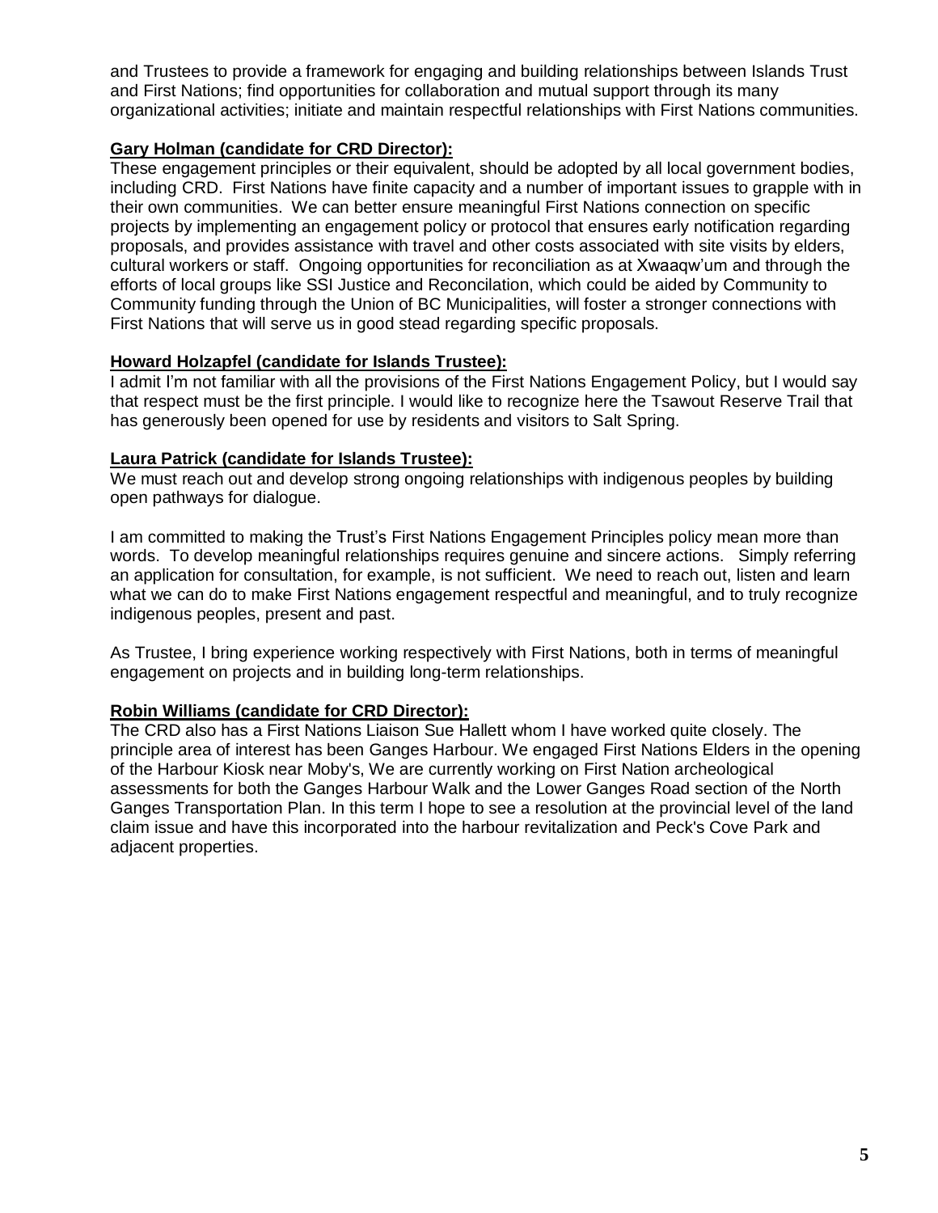and Trustees to provide a framework for engaging and building relationships between Islands Trust and First Nations; find opportunities for collaboration and mutual support through its many organizational activities; initiate and maintain respectful relationships with First Nations communities.

**Gary Holman (candidate for CRD Director):**

These engagement principles or their equivalent, should be adopted by all local government bodies, including CRD. First Nations have finite capacity and a number of important issues to grapple with in their own communities. We can better ensure meaningful First Nations connection on specific projects by implementing an engagement policy or protocol that ensures early notification regarding proposals, and provides assistance with travel and other costs associated with site visits by elders, cultural workers or staff. Ongoing opportunities for reconciliation as at Xwaaqw'um and through the efforts of local groups like SSI Justice and Reconcilation, which could be aided by Community to Community funding through the Union of BC Municipalities, will foster a stronger connections with First Nations that will serve us in good stead regarding specific proposals.

**Howard Holzapfel (candidate for Islands Trustee):**

I admit I'm not familiar with all the provisions of the First Nations Engagement Policy, but I would say that respect must be the first principle. I would like to recognize here the Tsawout Reserve Trail that has generously been opened for use by residents and visitors to Salt Spring.

**Laura Patrick (candidate for Islands Trustee):**

We must reach out and develop strong ongoing relationships with indigenous peoples by building open pathways for dialogue.

I am committed to making the Trust's First Nations Engagement Principles policy mean more than words. To develop meaningful relationships requires genuine and sincere actions. Simply referring an application for consultation, for example, is not sufficient. We need to reach out, listen and learn what we can do to make First Nations engagement respectful and meaningful, and to truly recognize indigenous peoples, present and past.

As Trustee, I bring experience working respectively with First Nations, both in terms of meaningful engagement on projects and in building long-term relationships.

**Robin Williams (candidate for CRD Director):**

The CRD also has a First Nations Liaison Sue Hallett whom I have worked quite closely. The principle area of interest has been Ganges Harbour. We engaged First Nations Elders in the opening of the Harbour Kiosk near Moby's, We are currently working on First Nation archeological assessments for both the Ganges Harbour Walk and the Lower Ganges Road section of the North Ganges Transportation Plan. In this term I hope to see a resolution at the provincial level of the land claim issue and have this incorporated into the harbour revitalization and Peck's Cove Park and adjacent properties.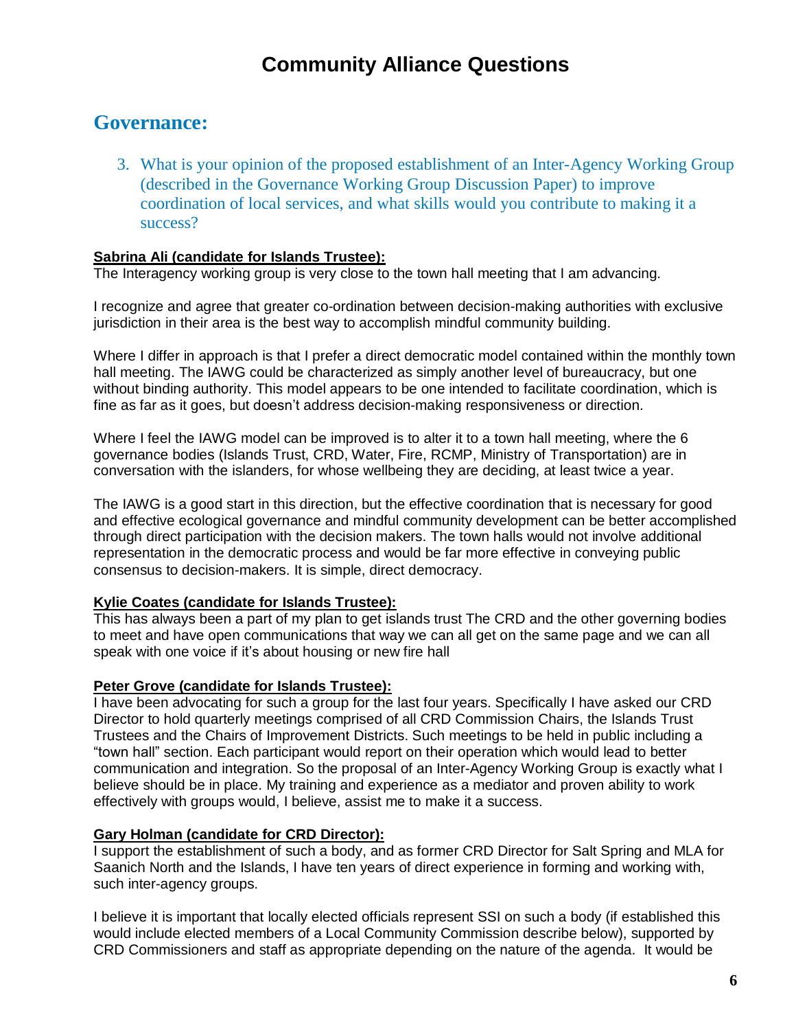# Community Alliance Questions

## Governance:

3. What is your opinion of the proposed establishment of an Inter-Agency Working Group (described in the Governance Working Group Discussion Paper) to improve coordination of local services, and what skills would you contribute to making it a success?

**Sabrina Ali (candidate for Islands Trustee):**
The Interagency working group is very close to the town hall meeting that I am advancing.

I recognize and agree that greater co-ordination between decision-making authorities with exclusive jurisdiction in their area is the best way to accomplish mindful community building.

Where I differ in approach is that I prefer a direct democratic model contained within the monthly town hall meeting. The IAWG could be characterized as simply another level of bureaucracy, but one without binding authority. This model appears to be one intended to facilitate coordination, which is fine as far as it goes, but doesn't address decision-making responsiveness or direction.

Where I feel the IAWG model can be improved is to alter it to a town hall meeting, where the 6 governance bodies (Islands Trust, CRD, Water, Fire, RCMP, Ministry of Transportation) are in conversation with the islanders, for whose wellbeing they are deciding, at least twice a year.

The IAWG is a good start in this direction, but the effective coordination that is necessary for good and effective ecological governance and mindful community development can be better accomplished through direct participation with the decision makers. The town halls would not involve additional representation in the democratic process and would be far more effective in conveying public consensus to decision-makers. It is simple, direct democracy.

**Kylie Coates (candidate for Islands Trustee):**
This has always been a part of my plan to get islands trust The CRD and the other governing bodies to meet and have open communications that way we can all get on the same page and we can all speak with one voice if it's about housing or new fire hall

**Peter Grove (candidate for Islands Trustee):**
I have been advocating for such a group for the last four years. Specifically I have asked our CRD Director to hold quarterly meetings comprised of all CRD Commission Chairs, the Islands Trust Trustees and the Chairs of Improvement Districts. Such meetings to be held in public including a "town hall" section. Each participant would report on their operation which would lead to better communication and integration. So the proposal of an Inter-Agency Working Group is exactly what I believe should be in place. My training and experience as a mediator and proven ability to work effectively with groups would, I believe, assist me to make it a success.

**Gary Holman (candidate for CRD Director):**
I support the establishment of such a body, and as former CRD Director for Salt Spring and MLA for Saanich North and the Islands, I have ten years of direct experience in forming and working with, such inter-agency groups.

I believe it is important that locally elected officials represent SSI on such a body (if established this would include elected members of a Local Community Commission describe below), supported by CRD Commissioners and staff as appropriate depending on the nature of the agenda. It would be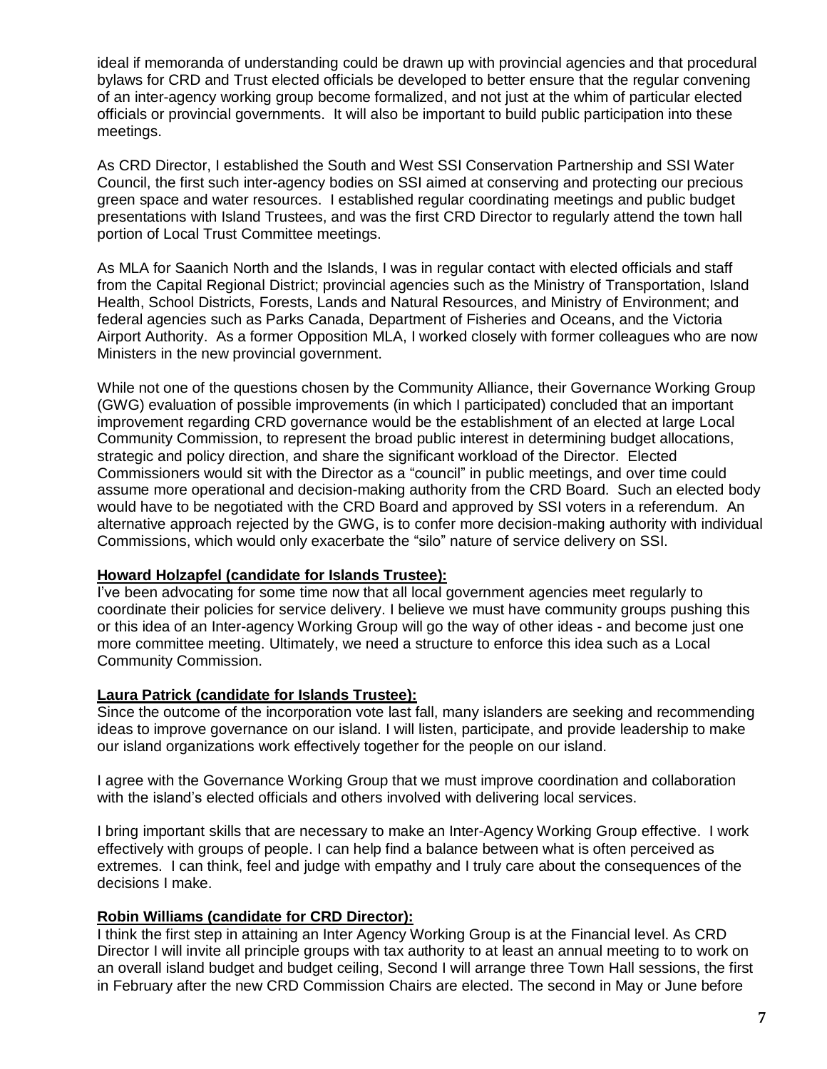ideal if memoranda of understanding could be drawn up with provincial agencies and that procedural bylaws for CRD and Trust elected officials be developed to better ensure that the regular convening of an inter-agency working group become formalized, and not just at the whim of particular elected officials or provincial governments. It will also be important to build public participation into these meetings.

As CRD Director, I established the South and West SSI Conservation Partnership and SSI Water Council, the first such inter-agency bodies on SSI aimed at conserving and protecting our precious green space and water resources. I established regular coordinating meetings and public budget presentations with Island Trustees, and was the first CRD Director to regularly attend the town hall portion of Local Trust Committee meetings.

As MLA for Saanich North and the Islands, I was in regular contact with elected officials and staff from the Capital Regional District; provincial agencies such as the Ministry of Transportation, Island Health, School Districts, Forests, Lands and Natural Resources, and Ministry of Environment; and federal agencies such as Parks Canada, Department of Fisheries and Oceans, and the Victoria Airport Authority. As a former Opposition MLA, I worked closely with former colleagues who are now Ministers in the new provincial government.

While not one of the questions chosen by the Community Alliance, their Governance Working Group (GWG) evaluation of possible improvements (in which I participated) concluded that an important improvement regarding CRD governance would be the establishment of an elected at large Local Community Commission, to represent the broad public interest in determining budget allocations, strategic and policy direction, and share the significant workload of the Director. Elected Commissioners would sit with the Director as a "council" in public meetings, and over time could assume more operational and decision-making authority from the CRD Board. Such an elected body would have to be negotiated with the CRD Board and approved by SSI voters in a referendum. An alternative approach rejected by the GWG, is to confer more decision-making authority with individual Commissions, which would only exacerbate the "silo" nature of service delivery on SSI.

**Howard Holzapfel (candidate for Islands Trustee):**

I've been advocating for some time now that all local government agencies meet regularly to coordinate their policies for service delivery. I believe we must have community groups pushing this or this idea of an Inter-agency Working Group will go the way of other ideas - and become just one more committee meeting. Ultimately, we need a structure to enforce this idea such as a Local Community Commission.

**Laura Patrick (candidate for Islands Trustee):**

Since the outcome of the incorporation vote last fall, many islanders are seeking and recommending ideas to improve governance on our island. I will listen, participate, and provide leadership to make our island organizations work effectively together for the people on our island.

I agree with the Governance Working Group that we must improve coordination and collaboration with the island's elected officials and others involved with delivering local services.

I bring important skills that are necessary to make an Inter-Agency Working Group effective. I work effectively with groups of people. I can help find a balance between what is often perceived as extremes. I can think, feel and judge with empathy and I truly care about the consequences of the decisions I make.

**Robin Williams (candidate for CRD Director):**

I think the first step in attaining an Inter Agency Working Group is at the Financial level. As CRD Director I will invite all principle groups with tax authority to at least an annual meeting to to work on an overall island budget and budget ceiling, Second I will arrange three Town Hall sessions, the first in February after the new CRD Commission Chairs are elected. The second in May or June before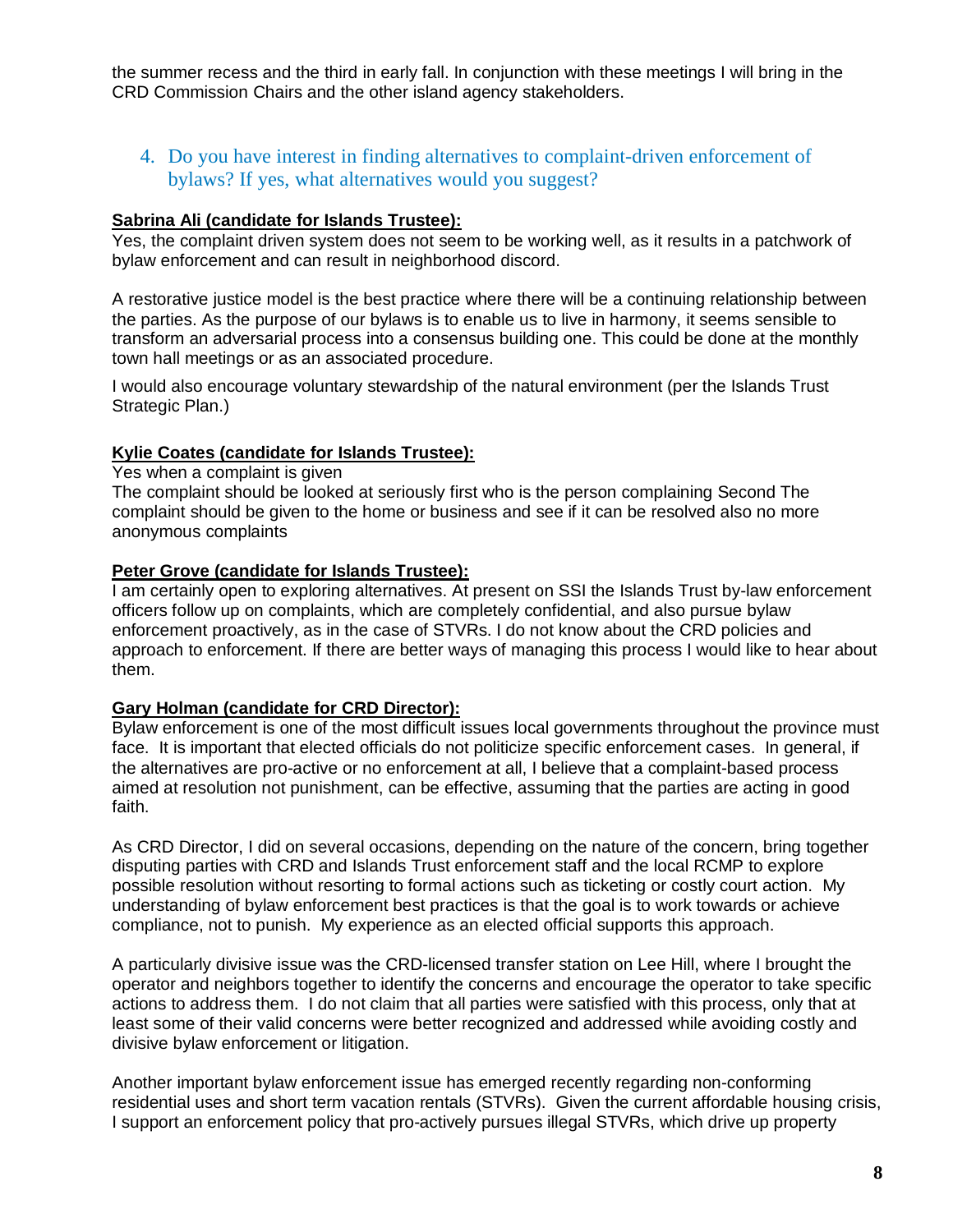the summer recess and the third in early fall. In conjunction with these meetings I will bring in the CRD Commission Chairs and the other island agency stakeholders.

4. Do you have interest in finding alternatives to complaint-driven enforcement of bylaws? If yes, what alternatives would you suggest?

**Sabrina Ali (candidate for Islands Trustee):**
Yes, the complaint driven system does not seem to be working well, as it results in a patchwork of bylaw enforcement and can result in neighborhood discord.

A restorative justice model is the best practice where there will be a continuing relationship between the parties. As the purpose of our bylaws is to enable us to live in harmony, it seems sensible to transform an adversarial process into a consensus building one. This could be done at the monthly town hall meetings or as an associated procedure.

I would also encourage voluntary stewardship of the natural environment (per the Islands Trust Strategic Plan.)

**Kylie Coates (candidate for Islands Trustee):**
Yes when a complaint is given
The complaint should be looked at seriously first who is the person complaining Second The complaint should be given to the home or business and see if it can be resolved also no more anonymous complaints

**Peter Grove (candidate for Islands Trustee):**
I am certainly open to exploring alternatives. At present on SSI the Islands Trust by-law enforcement officers follow up on complaints, which are completely confidential, and also pursue bylaw enforcement proactively, as in the case of STVRs. I do not know about the CRD policies and approach to enforcement. If there are better ways of managing this process I would like to hear about them.

**Gary Holman (candidate for CRD Director):**
Bylaw enforcement is one of the most difficult issues local governments throughout the province must face. It is important that elected officials do not politicize specific enforcement cases. In general, if the alternatives are pro-active or no enforcement at all, I believe that a complaint-based process aimed at resolution not punishment, can be effective, assuming that the parties are acting in good faith.

As CRD Director, I did on several occasions, depending on the nature of the concern, bring together disputing parties with CRD and Islands Trust enforcement staff and the local RCMP to explore possible resolution without resorting to formal actions such as ticketing or costly court action. My understanding of bylaw enforcement best practices is that the goal is to work towards or achieve compliance, not to punish. My experience as an elected official supports this approach.

A particularly divisive issue was the CRD-licensed transfer station on Lee Hill, where I brought the operator and neighbors together to identify the concerns and encourage the operator to take specific actions to address them. I do not claim that all parties were satisfied with this process, only that at least some of their valid concerns were better recognized and addressed while avoiding costly and divisive bylaw enforcement or litigation.

Another important bylaw enforcement issue has emerged recently regarding non-conforming residential uses and short term vacation rentals (STVRs). Given the current affordable housing crisis, I support an enforcement policy that pro-actively pursues illegal STVRs, which drive up property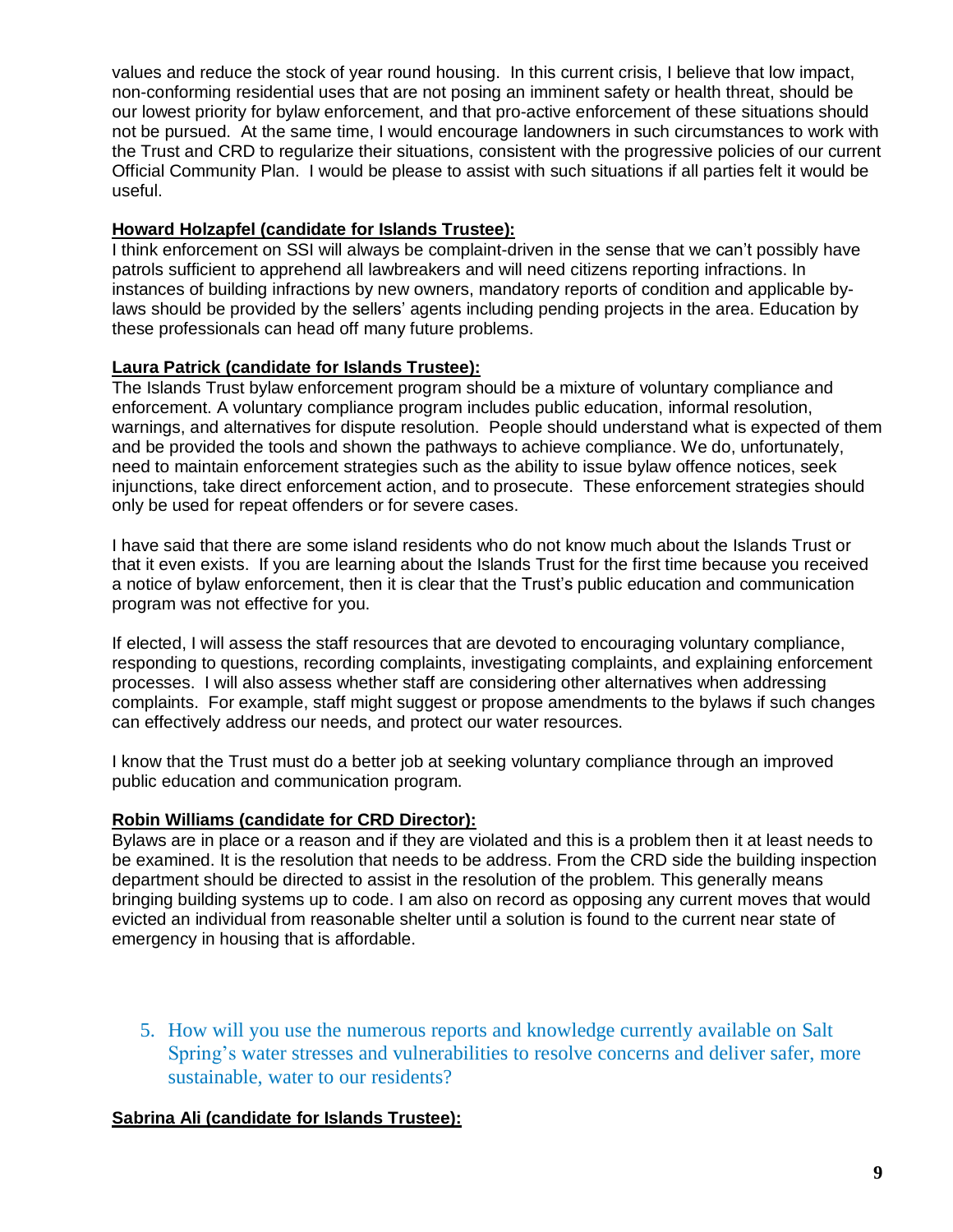values and reduce the stock of year round housing. In this current crisis, I believe that low impact, non-conforming residential uses that are not posing an imminent safety or health threat, should be our lowest priority for bylaw enforcement, and that pro-active enforcement of these situations should not be pursued. At the same time, I would encourage landowners in such circumstances to work with the Trust and CRD to regularize their situations, consistent with the progressive policies of our current Official Community Plan. I would be please to assist with such situations if all parties felt it would be useful.

**Howard Holzapfel (candidate for Islands Trustee):**

I think enforcement on SSI will always be complaint-driven in the sense that we can't possibly have patrols sufficient to apprehend all lawbreakers and will need citizens reporting infractions. In instances of building infractions by new owners, mandatory reports of condition and applicable by-laws should be provided by the sellers' agents including pending projects in the area. Education by these professionals can head off many future problems.

**Laura Patrick (candidate for Islands Trustee):**

The Islands Trust bylaw enforcement program should be a mixture of voluntary compliance and enforcement. A voluntary compliance program includes public education, informal resolution, warnings, and alternatives for dispute resolution. People should understand what is expected of them and be provided the tools and shown the pathways to achieve compliance. We do, unfortunately, need to maintain enforcement strategies such as the ability to issue bylaw offence notices, seek injunctions, take direct enforcement action, and to prosecute. These enforcement strategies should only be used for repeat offenders or for severe cases.

I have said that there are some island residents who do not know much about the Islands Trust or that it even exists. If you are learning about the Islands Trust for the first time because you received a notice of bylaw enforcement, then it is clear that the Trust's public education and communication program was not effective for you.

If elected, I will assess the staff resources that are devoted to encouraging voluntary compliance, responding to questions, recording complaints, investigating complaints, and explaining enforcement processes. I will also assess whether staff are considering other alternatives when addressing complaints. For example, staff might suggest or propose amendments to the bylaws if such changes can effectively address our needs, and protect our water resources.

I know that the Trust must do a better job at seeking voluntary compliance through an improved public education and communication program.

**Robin Williams (candidate for CRD Director):**

Bylaws are in place or a reason and if they are violated and this is a problem then it at least needs to be examined. It is the resolution that needs to be address. From the CRD side the building inspection department should be directed to assist in the resolution of the problem. This generally means bringing building systems up to code. I am also on record as opposing any current moves that would evicted an individual from reasonable shelter until a solution is found to the current near state of emergency in housing that is affordable.

5. How will you use the numerous reports and knowledge currently available on Salt Spring's water stresses and vulnerabilities to resolve concerns and deliver safer, more sustainable, water to our residents?

**Sabrina Ali (candidate for Islands Trustee):**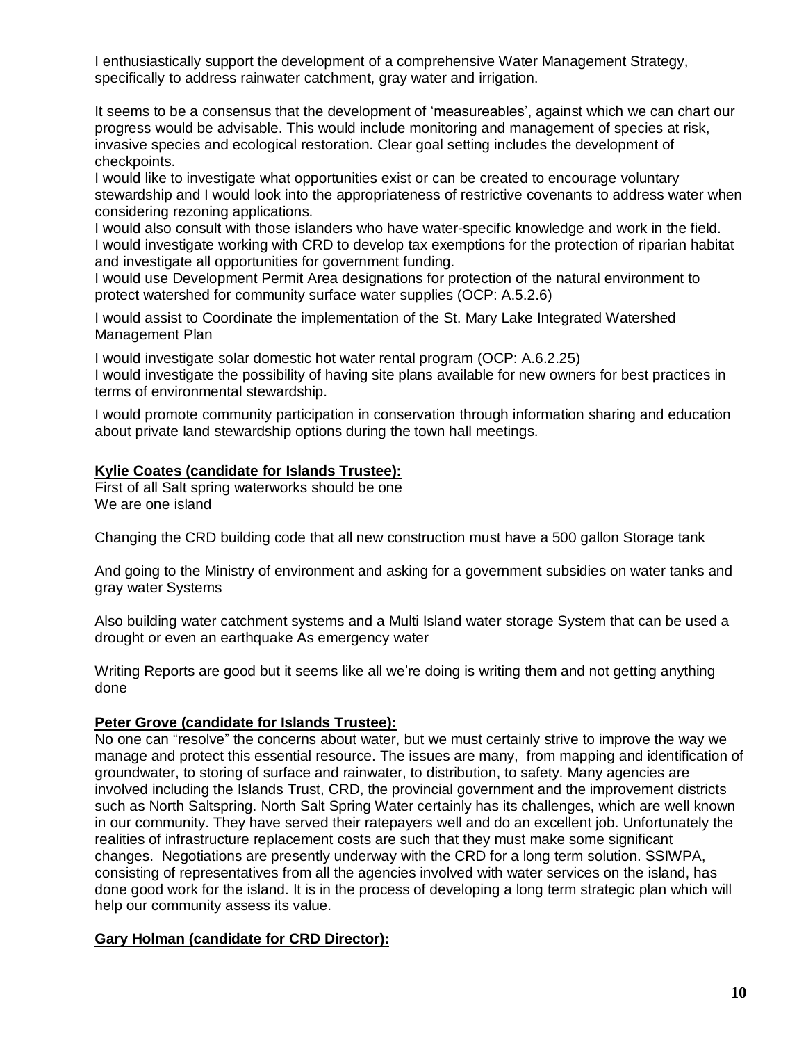I enthusiastically support the development of a comprehensive Water Management Strategy, specifically to address rainwater catchment, gray water and irrigation.

It seems to be a consensus that the development of 'measureables', against which we can chart our progress would be advisable. This would include monitoring and management of species at risk, invasive species and ecological restoration. Clear goal setting includes the development of checkpoints.
I would like to investigate what opportunities exist or can be created to encourage voluntary stewardship and I would look into the appropriateness of restrictive covenants to address water when considering rezoning applications.
I would also consult with those islanders who have water-specific knowledge and work in the field.
I would investigate working with CRD to develop tax exemptions for the protection of riparian habitat and investigate all opportunities for government funding.
I would use Development Permit Area designations for protection of the natural environment to protect watershed for community surface water supplies (OCP: A.5.2.6)

I would assist to Coordinate the implementation of the St. Mary Lake Integrated Watershed Management Plan

I would investigate solar domestic hot water rental program (OCP: A.6.2.25)
I would investigate the possibility of having site plans available for new owners for best practices in terms of environmental stewardship.

I would promote community participation in conservation through information sharing and education about private land stewardship options during the town hall meetings.

**Kylie Coates (candidate for Islands Trustee):**
First of all Salt spring waterworks should be one
We are one island

Changing the CRD building code that all new construction must have a 500 gallon Storage tank

And going to the Ministry of environment and asking for a government subsidies on water tanks and gray water Systems

Also building water catchment systems and a Multi Island water storage System that can be used a drought or even an earthquake As emergency water

Writing Reports are good but it seems like all we're doing is writing them and not getting anything done

**Peter Grove (candidate for Islands Trustee):**
No one can "resolve" the concerns about water, but we must certainly strive to improve the way we manage and protect this essential resource. The issues are many, from mapping and identification of groundwater, to storing of surface and rainwater, to distribution, to safety. Many agencies are involved including the Islands Trust, CRD, the provincial government and the improvement districts such as North Saltspring. North Salt Spring Water certainly has its challenges, which are well known in our community. They have served their ratepayers well and do an excellent job. Unfortunately the realities of infrastructure replacement costs are such that they must make some significant changes. Negotiations are presently underway with the CRD for a long term solution. SSIWPA, consisting of representatives from all the agencies involved with water services on the island, has done good work for the island. It is in the process of developing a long term strategic plan which will help our community assess its value.

**Gary Holman (candidate for CRD Director):**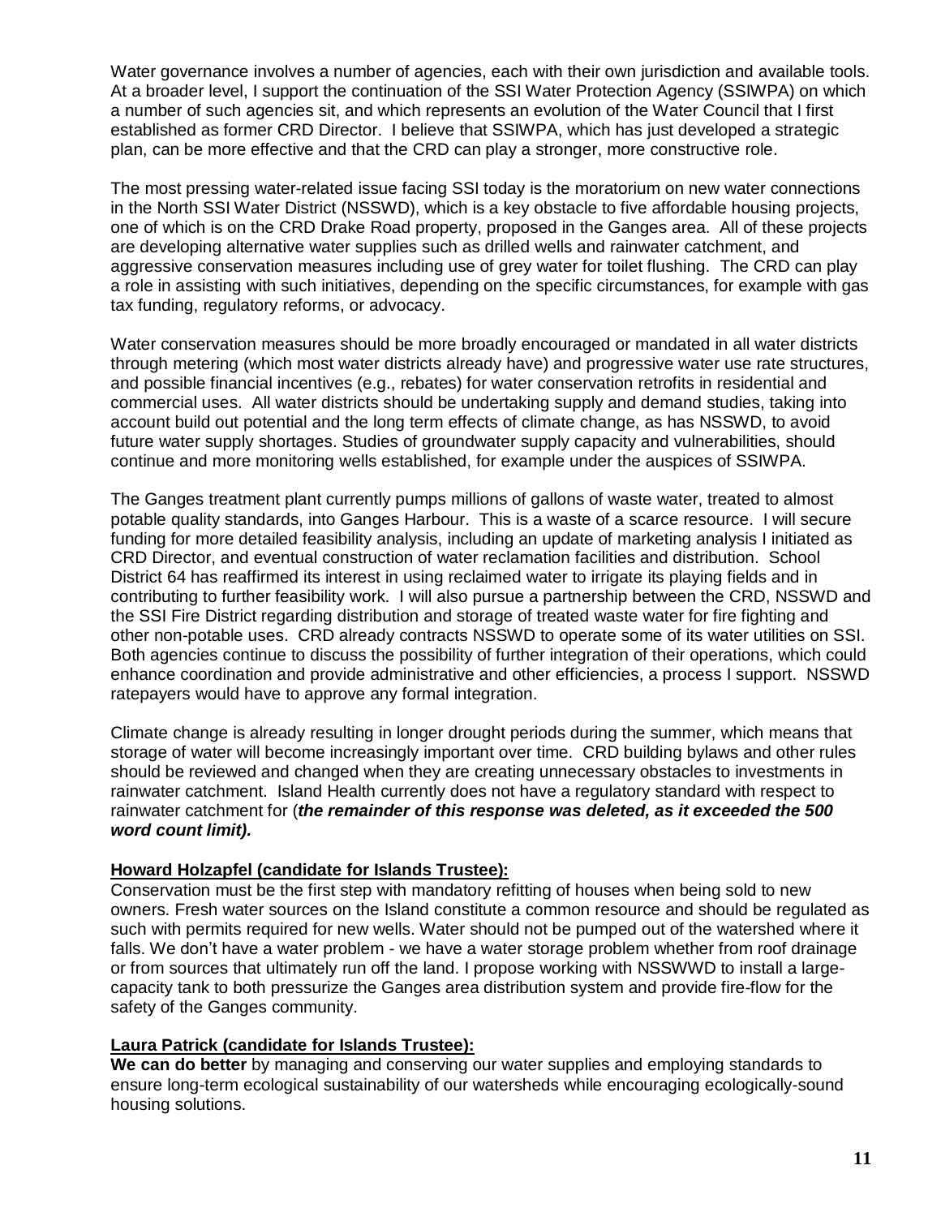Water governance involves a number of agencies, each with their own jurisdiction and available tools. At a broader level, I support the continuation of the SSI Water Protection Agency (SSIWPA) on which a number of such agencies sit, and which represents an evolution of the Water Council that I first established as former CRD Director. I believe that SSIWPA, which has just developed a strategic plan, can be more effective and that the CRD can play a stronger, more constructive role.

The most pressing water-related issue facing SSI today is the moratorium on new water connections in the North SSI Water District (NSSWD), which is a key obstacle to five affordable housing projects, one of which is on the CRD Drake Road property, proposed in the Ganges area. All of these projects are developing alternative water supplies such as drilled wells and rainwater catchment, and aggressive conservation measures including use of grey water for toilet flushing. The CRD can play a role in assisting with such initiatives, depending on the specific circumstances, for example with gas tax funding, regulatory reforms, or advocacy.

Water conservation measures should be more broadly encouraged or mandated in all water districts through metering (which most water districts already have) and progressive water use rate structures, and possible financial incentives (e.g., rebates) for water conservation retrofits in residential and commercial uses. All water districts should be undertaking supply and demand studies, taking into account build out potential and the long term effects of climate change, as has NSSWD, to avoid future water supply shortages. Studies of groundwater supply capacity and vulnerabilities, should continue and more monitoring wells established, for example under the auspices of SSIWPA.

The Ganges treatment plant currently pumps millions of gallons of waste water, treated to almost potable quality standards, into Ganges Harbour. This is a waste of a scarce resource. I will secure funding for more detailed feasibility analysis, including an update of marketing analysis I initiated as CRD Director, and eventual construction of water reclamation facilities and distribution. School District 64 has reaffirmed its interest in using reclaimed water to irrigate its playing fields and in contributing to further feasibility work. I will also pursue a partnership between the CRD, NSSWD and the SSI Fire District regarding distribution and storage of treated waste water for fire fighting and other non-potable uses. CRD already contracts NSSWD to operate some of its water utilities on SSI. Both agencies continue to discuss the possibility of further integration of their operations, which could enhance coordination and provide administrative and other efficiencies, a process I support. NSSWD ratepayers would have to approve any formal integration.

Climate change is already resulting in longer drought periods during the summer, which means that storage of water will become increasingly important over time. CRD building bylaws and other rules should be reviewed and changed when they are creating unnecessary obstacles to investments in rainwater catchment. Island Health currently does not have a regulatory standard with respect to rainwater catchment for (***the remainder of this response was deleted, as it exceeded the 500 word count limit).***

**Howard Holzapfel (candidate for Islands Trustee):**

Conservation must be the first step with mandatory refitting of houses when being sold to new owners. Fresh water sources on the Island constitute a common resource and should be regulated as such with permits required for new wells. Water should not be pumped out of the watershed where it falls. We don't have a water problem - we have a water storage problem whether from roof drainage or from sources that ultimately run off the land. I propose working with NSSWWD to install a large-capacity tank to both pressurize the Ganges area distribution system and provide fire-flow for the safety of the Ganges community.

**Laura Patrick (candidate for Islands Trustee):**

**We can do better** by managing and conserving our water supplies and employing standards to ensure long-term ecological sustainability of our watersheds while encouraging ecologically-sound housing solutions.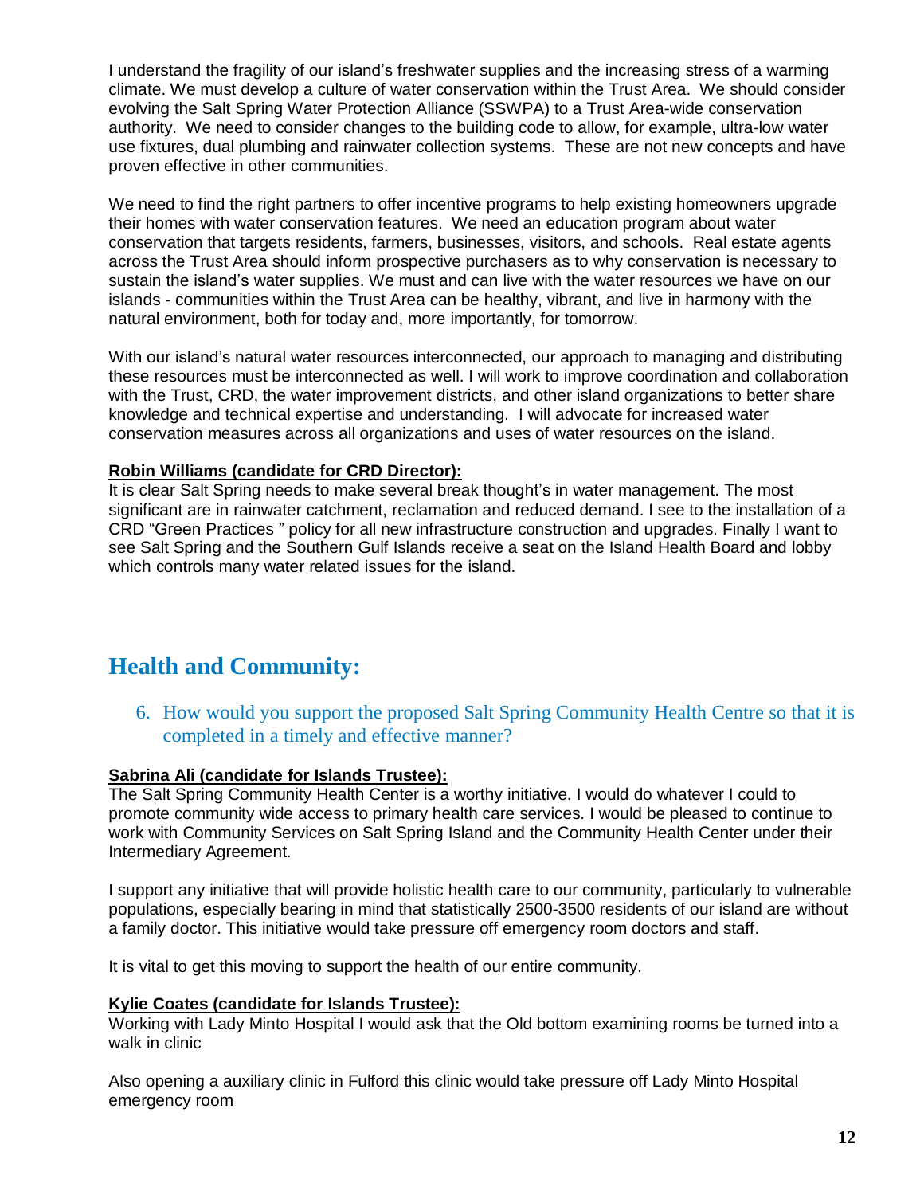I understand the fragility of our island's freshwater supplies and the increasing stress of a warming climate. We must develop a culture of water conservation within the Trust Area. We should consider evolving the Salt Spring Water Protection Alliance (SSWPA) to a Trust Area-wide conservation authority. We need to consider changes to the building code to allow, for example, ultra-low water use fixtures, dual plumbing and rainwater collection systems. These are not new concepts and have proven effective in other communities.

We need to find the right partners to offer incentive programs to help existing homeowners upgrade their homes with water conservation features. We need an education program about water conservation that targets residents, farmers, businesses, visitors, and schools. Real estate agents across the Trust Area should inform prospective purchasers as to why conservation is necessary to sustain the island's water supplies. We must and can live with the water resources we have on our islands - communities within the Trust Area can be healthy, vibrant, and live in harmony with the natural environment, both for today and, more importantly, for tomorrow.

With our island's natural water resources interconnected, our approach to managing and distributing these resources must be interconnected as well. I will work to improve coordination and collaboration with the Trust, CRD, the water improvement districts, and other island organizations to better share knowledge and technical expertise and understanding. I will advocate for increased water conservation measures across all organizations and uses of water resources on the island.

**Robin Williams (candidate for CRD Director):**
It is clear Salt Spring needs to make several break thought's in water management. The most significant are in rainwater catchment, reclamation and reduced demand. I see to the installation of a CRD "Green Practices " policy for all new infrastructure construction and upgrades. Finally I want to see Salt Spring and the Southern Gulf Islands receive a seat on the Island Health Board and lobby which controls many water related issues for the island.

## Health and Community:

6. How would you support the proposed Salt Spring Community Health Centre so that it is completed in a timely and effective manner?

**Sabrina Ali (candidate for Islands Trustee):**
The Salt Spring Community Health Center is a worthy initiative. I would do whatever I could to promote community wide access to primary health care services. I would be pleased to continue to work with Community Services on Salt Spring Island and the Community Health Center under their Intermediary Agreement.

I support any initiative that will provide holistic health care to our community, particularly to vulnerable populations, especially bearing in mind that statistically 2500-3500 residents of our island are without a family doctor. This initiative would take pressure off emergency room doctors and staff.

It is vital to get this moving to support the health of our entire community.

**Kylie Coates (candidate for Islands Trustee):**
Working with Lady Minto Hospital I would ask that the Old bottom examining rooms be turned into a walk in clinic

Also opening a auxiliary clinic in Fulford this clinic would take pressure off Lady Minto Hospital emergency room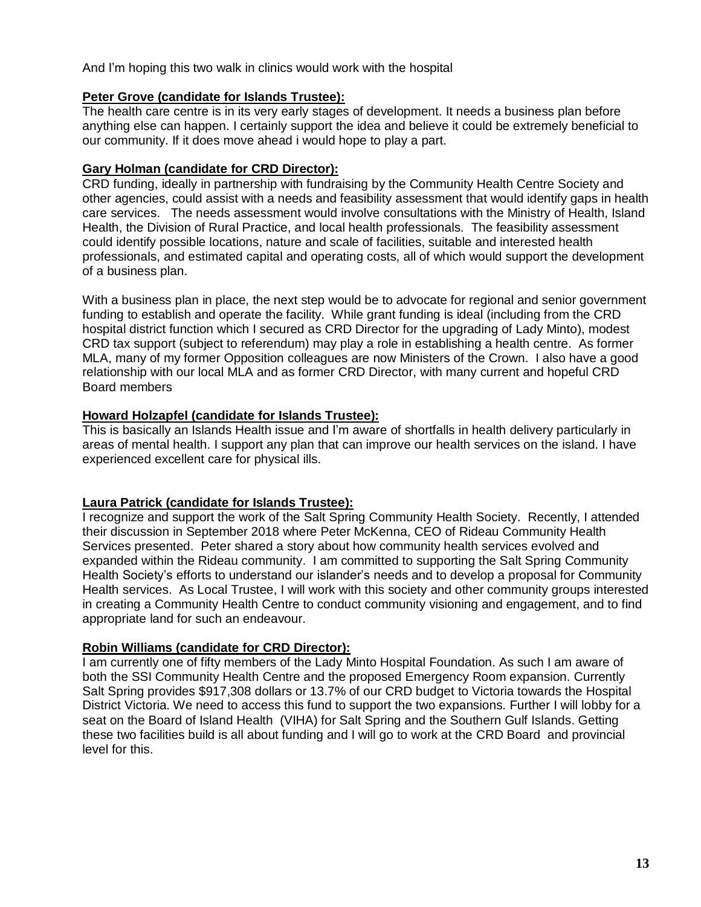And I'm hoping this two walk in clinics would work with the hospital

**Peter Grove (candidate for Islands Trustee):**

The health care centre is in its very early stages of development. It needs a business plan before anything else can happen. I certainly support the idea and believe it could be extremely beneficial to our community. If it does move ahead i would hope to play a part.

**Gary Holman (candidate for CRD Director):**

CRD funding, ideally in partnership with fundraising by the Community Health Centre Society and other agencies, could assist with a needs and feasibility assessment that would identify gaps in health care services. The needs assessment would involve consultations with the Ministry of Health, Island Health, the Division of Rural Practice, and local health professionals. The feasibility assessment could identify possible locations, nature and scale of facilities, suitable and interested health professionals, and estimated capital and operating costs, all of which would support the development of a business plan.

With a business plan in place, the next step would be to advocate for regional and senior government funding to establish and operate the facility. While grant funding is ideal (including from the CRD hospital district function which I secured as CRD Director for the upgrading of Lady Minto), modest CRD tax support (subject to referendum) may play a role in establishing a health centre. As former MLA, many of my former Opposition colleagues are now Ministers of the Crown. I also have a good relationship with our local MLA and as former CRD Director, with many current and hopeful CRD Board members

**Howard Holzapfel (candidate for Islands Trustee):**

This is basically an Islands Health issue and I'm aware of shortfalls in health delivery particularly in areas of mental health. I support any plan that can improve our health services on the island. I have experienced excellent care for physical ills.

**Laura Patrick (candidate for Islands Trustee):**

I recognize and support the work of the Salt Spring Community Health Society. Recently, I attended their discussion in September 2018 where Peter McKenna, CEO of Rideau Community Health Services presented. Peter shared a story about how community health services evolved and expanded within the Rideau community. I am committed to supporting the Salt Spring Community Health Society's efforts to understand our islander's needs and to develop a proposal for Community Health services. As Local Trustee, I will work with this society and other community groups interested in creating a Community Health Centre to conduct community visioning and engagement, and to find appropriate land for such an endeavour.

**Robin Williams (candidate for CRD Director):**

I am currently one of fifty members of the Lady Minto Hospital Foundation. As such I am aware of both the SSI Community Health Centre and the proposed Emergency Room expansion. Currently Salt Spring provides $917,308 dollars or 13.7% of our CRD budget to Victoria towards the Hospital District Victoria. We need to access this fund to support the two expansions. Further I will lobby for a seat on the Board of Island Health (VIHA) for Salt Spring and the Southern Gulf Islands. Getting these two facilities build is all about funding and I will go to work at the CRD Board and provincial level for this.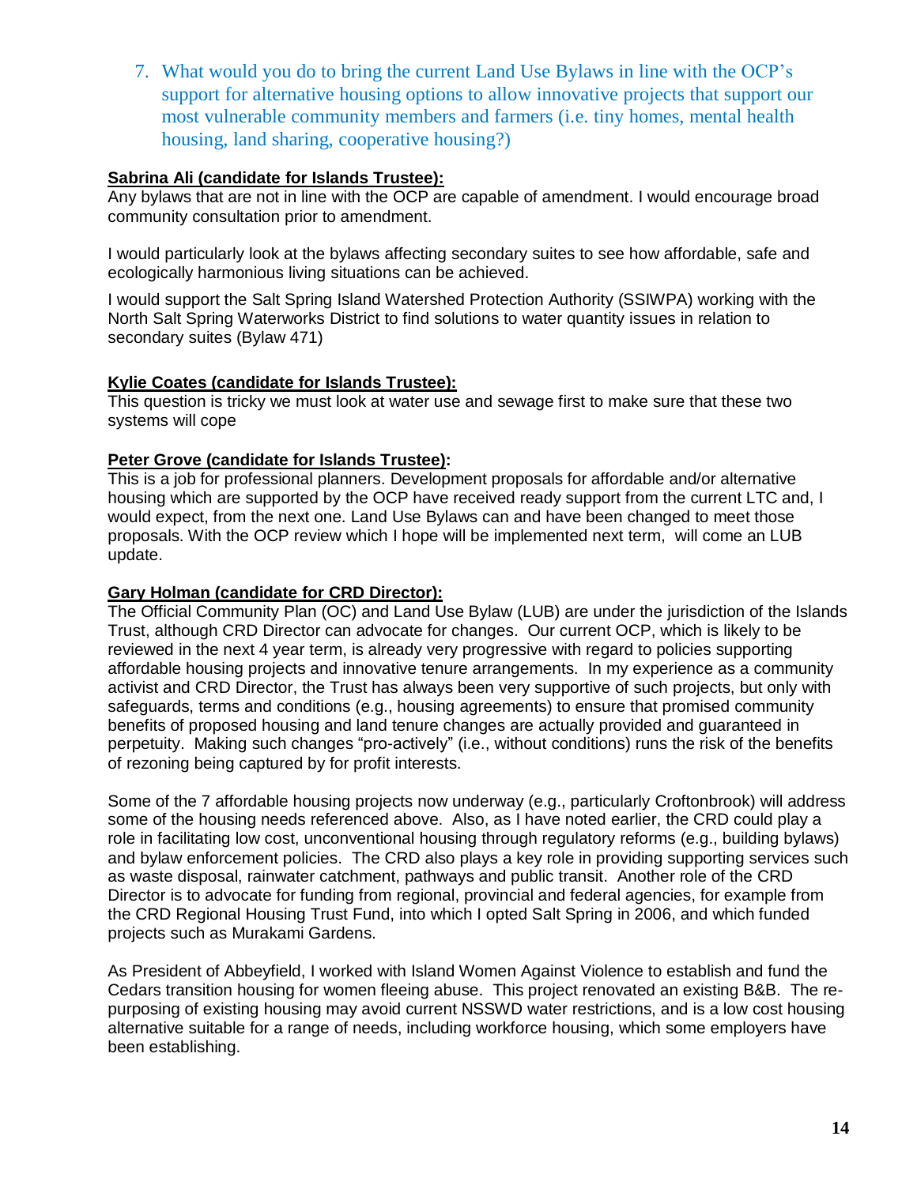7. What would you do to bring the current Land Use Bylaws in line with the OCP's support for alternative housing options to allow innovative projects that support our most vulnerable community members and farmers (i.e. tiny homes, mental health housing, land sharing, cooperative housing?)

**Sabrina Ali (candidate for Islands Trustee):**

Any bylaws that are not in line with the OCP are capable of amendment. I would encourage broad community consultation prior to amendment.

I would particularly look at the bylaws affecting secondary suites to see how affordable, safe and ecologically harmonious living situations can be achieved.

I would support the Salt Spring Island Watershed Protection Authority (SSIWPA) working with the North Salt Spring Waterworks District to find solutions to water quantity issues in relation to secondary suites (Bylaw 471)

**Kylie Coates (candidate for Islands Trustee):**

This question is tricky we must look at water use and sewage first to make sure that these two systems will cope

**Peter Grove (candidate for Islands Trustee):**

This is a job for professional planners. Development proposals for affordable and/or alternative housing which are supported by the OCP have received ready support from the current LTC and, I would expect, from the next one. Land Use Bylaws can and have been changed to meet those proposals. With the OCP review which I hope will be implemented next term, will come an LUB update.

**Gary Holman (candidate for CRD Director):**

The Official Community Plan (OC) and Land Use Bylaw (LUB) are under the jurisdiction of the Islands Trust, although CRD Director can advocate for changes. Our current OCP, which is likely to be reviewed in the next 4 year term, is already very progressive with regard to policies supporting affordable housing projects and innovative tenure arrangements. In my experience as a community activist and CRD Director, the Trust has always been very supportive of such projects, but only with safeguards, terms and conditions (e.g., housing agreements) to ensure that promised community benefits of proposed housing and land tenure changes are actually provided and guaranteed in perpetuity. Making such changes "pro-actively" (i.e., without conditions) runs the risk of the benefits of rezoning being captured by for profit interests.

Some of the 7 affordable housing projects now underway (e.g., particularly Croftonbrook) will address some of the housing needs referenced above. Also, as I have noted earlier, the CRD could play a role in facilitating low cost, unconventional housing through regulatory reforms (e.g., building bylaws) and bylaw enforcement policies. The CRD also plays a key role in providing supporting services such as waste disposal, rainwater catchment, pathways and public transit. Another role of the CRD Director is to advocate for funding from regional, provincial and federal agencies, for example from the CRD Regional Housing Trust Fund, into which I opted Salt Spring in 2006, and which funded projects such as Murakami Gardens.

As President of Abbeyfield, I worked with Island Women Against Violence to establish and fund the Cedars transition housing for women fleeing abuse. This project renovated an existing B&B. The re-purposing of existing housing may avoid current NSSWD water restrictions, and is a low cost housing alternative suitable for a range of needs, including workforce housing, which some employers have been establishing.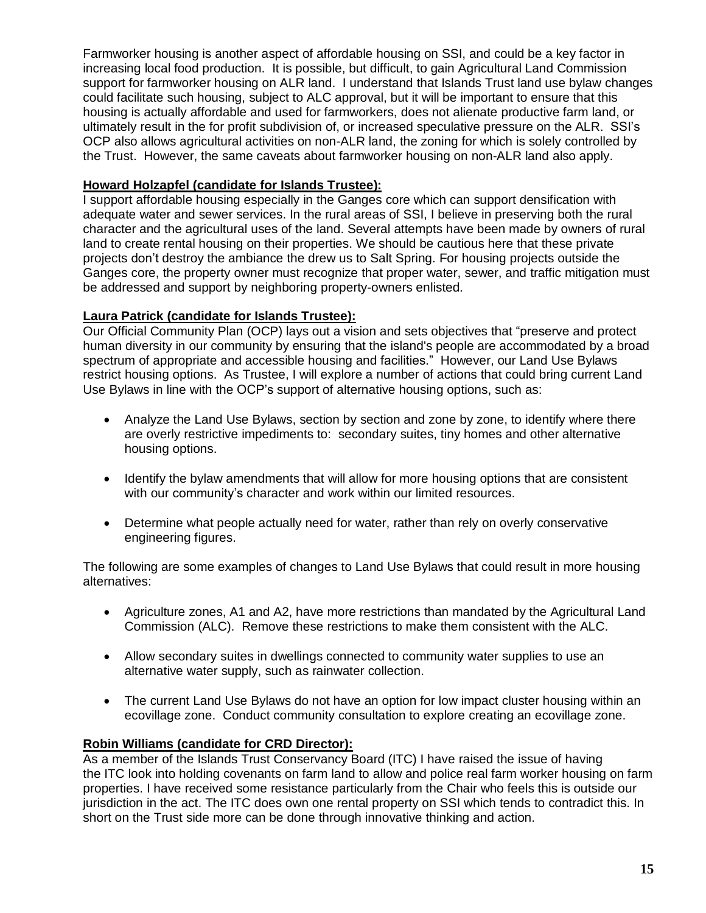Farmworker housing is another aspect of affordable housing on SSI, and could be a key factor in increasing local food production. It is possible, but difficult, to gain Agricultural Land Commission support for farmworker housing on ALR land. I understand that Islands Trust land use bylaw changes could facilitate such housing, subject to ALC approval, but it will be important to ensure that this housing is actually affordable and used for farmworkers, does not alienate productive farm land, or ultimately result in the for profit subdivision of, or increased speculative pressure on the ALR. SSI's OCP also allows agricultural activities on non-ALR land, the zoning for which is solely controlled by the Trust. However, the same caveats about farmworker housing on non-ALR land also apply.

**Howard Holzapfel (candidate for Islands Trustee):**

I support affordable housing especially in the Ganges core which can support densification with adequate water and sewer services. In the rural areas of SSI, I believe in preserving both the rural character and the agricultural uses of the land. Several attempts have been made by owners of rural land to create rental housing on their properties. We should be cautious here that these private projects don't destroy the ambiance the drew us to Salt Spring. For housing projects outside the Ganges core, the property owner must recognize that proper water, sewer, and traffic mitigation must be addressed and support by neighboring property-owners enlisted.

**Laura Patrick (candidate for Islands Trustee):**

Our Official Community Plan (OCP) lays out a vision and sets objectives that "preserve and protect human diversity in our community by ensuring that the island's people are accommodated by a broad spectrum of appropriate and accessible housing and facilities." However, our Land Use Bylaws restrict housing options. As Trustee, I will explore a number of actions that could bring current Land Use Bylaws in line with the OCP's support of alternative housing options, such as:

- Analyze the Land Use Bylaws, section by section and zone by zone, to identify where there are overly restrictive impediments to: secondary suites, tiny homes and other alternative housing options.
- Identify the bylaw amendments that will allow for more housing options that are consistent with our community's character and work within our limited resources.
- Determine what people actually need for water, rather than rely on overly conservative engineering figures.

The following are some examples of changes to Land Use Bylaws that could result in more housing alternatives:

- Agriculture zones, A1 and A2, have more restrictions than mandated by the Agricultural Land Commission (ALC). Remove these restrictions to make them consistent with the ALC.
- Allow secondary suites in dwellings connected to community water supplies to use an alternative water supply, such as rainwater collection.
- The current Land Use Bylaws do not have an option for low impact cluster housing within an ecovillage zone. Conduct community consultation to explore creating an ecovillage zone.

**Robin Williams (candidate for CRD Director):**

As a member of the Islands Trust Conservancy Board (ITC) I have raised the issue of having the ITC look into holding covenants on farm land to allow and police real farm worker housing on farm properties. I have received some resistance particularly from the Chair who feels this is outside our jurisdiction in the act. The ITC does own one rental property on SSI which tends to contradict this. In short on the Trust side more can be done through innovative thinking and action.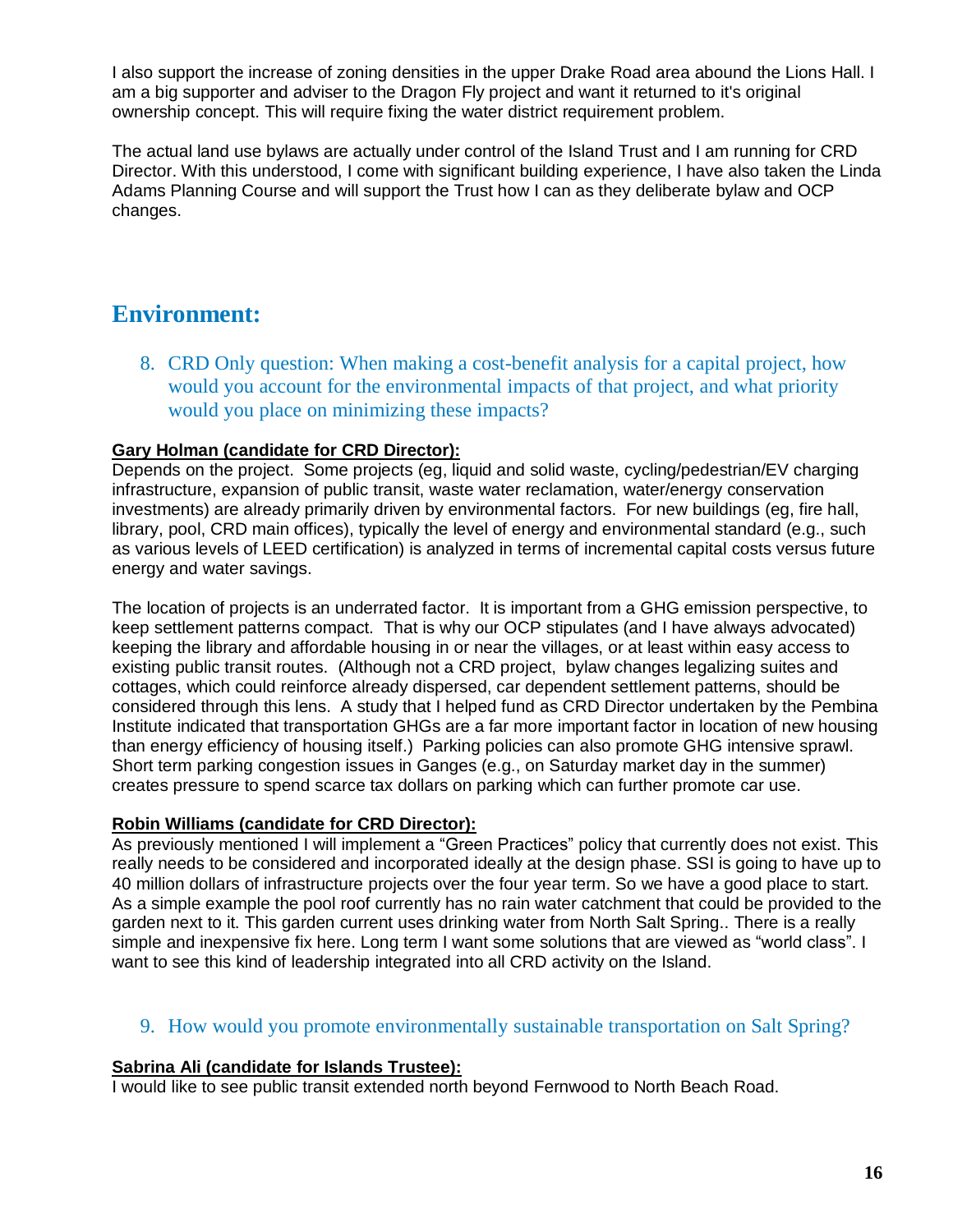I also support the increase of zoning densities in the upper Drake Road area abound the Lions Hall. I am a big supporter and adviser to the Dragon Fly project and want it returned to it's original ownership concept. This will require fixing the water district requirement problem.

The actual land use bylaws are actually under control of the Island Trust and I am running for CRD Director. With this understood, I come with significant building experience, I have also taken the Linda Adams Planning Course and will support the Trust how I can as they deliberate bylaw and OCP changes.

## Environment:

### 8. CRD Only question: When making a cost-benefit analysis for a capital project, how would you account for the environmental impacts of that project, and what priority would you place on minimizing these impacts?

**Gary Holman (candidate for CRD Director):**
Depends on the project. Some projects (eg, liquid and solid waste, cycling/pedestrian/EV charging infrastructure, expansion of public transit, waste water reclamation, water/energy conservation investments) are already primarily driven by environmental factors. For new buildings (eg, fire hall, library, pool, CRD main offices), typically the level of energy and environmental standard (e.g., such as various levels of LEED certification) is analyzed in terms of incremental capital costs versus future energy and water savings.

The location of projects is an underrated factor. It is important from a GHG emission perspective, to keep settlement patterns compact. That is why our OCP stipulates (and I have always advocated) keeping the library and affordable housing in or near the villages, or at least within easy access to existing public transit routes. (Although not a CRD project, bylaw changes legalizing suites and cottages, which could reinforce already dispersed, car dependent settlement patterns, should be considered through this lens. A study that I helped fund as CRD Director undertaken by the Pembina Institute indicated that transportation GHGs are a far more important factor in location of new housing than energy efficiency of housing itself.) Parking policies can also promote GHG intensive sprawl. Short term parking congestion issues in Ganges (e.g., on Saturday market day in the summer) creates pressure to spend scarce tax dollars on parking which can further promote car use.

**Robin Williams (candidate for CRD Director):**
As previously mentioned I will implement a "Green Practices" policy that currently does not exist. This really needs to be considered and incorporated ideally at the design phase. SSI is going to have up to 40 million dollars of infrastructure projects over the four year term. So we have a good place to start. As a simple example the pool roof currently has no rain water catchment that could be provided to the garden next to it. This garden current uses drinking water from North Salt Spring.. There is a really simple and inexpensive fix here. Long term I want some solutions that are viewed as "world class". I want to see this kind of leadership integrated into all CRD activity on the Island.

### 9. How would you promote environmentally sustainable transportation on Salt Spring?

**Sabrina Ali (candidate for Islands Trustee):**
I would like to see public transit extended north beyond Fernwood to North Beach Road.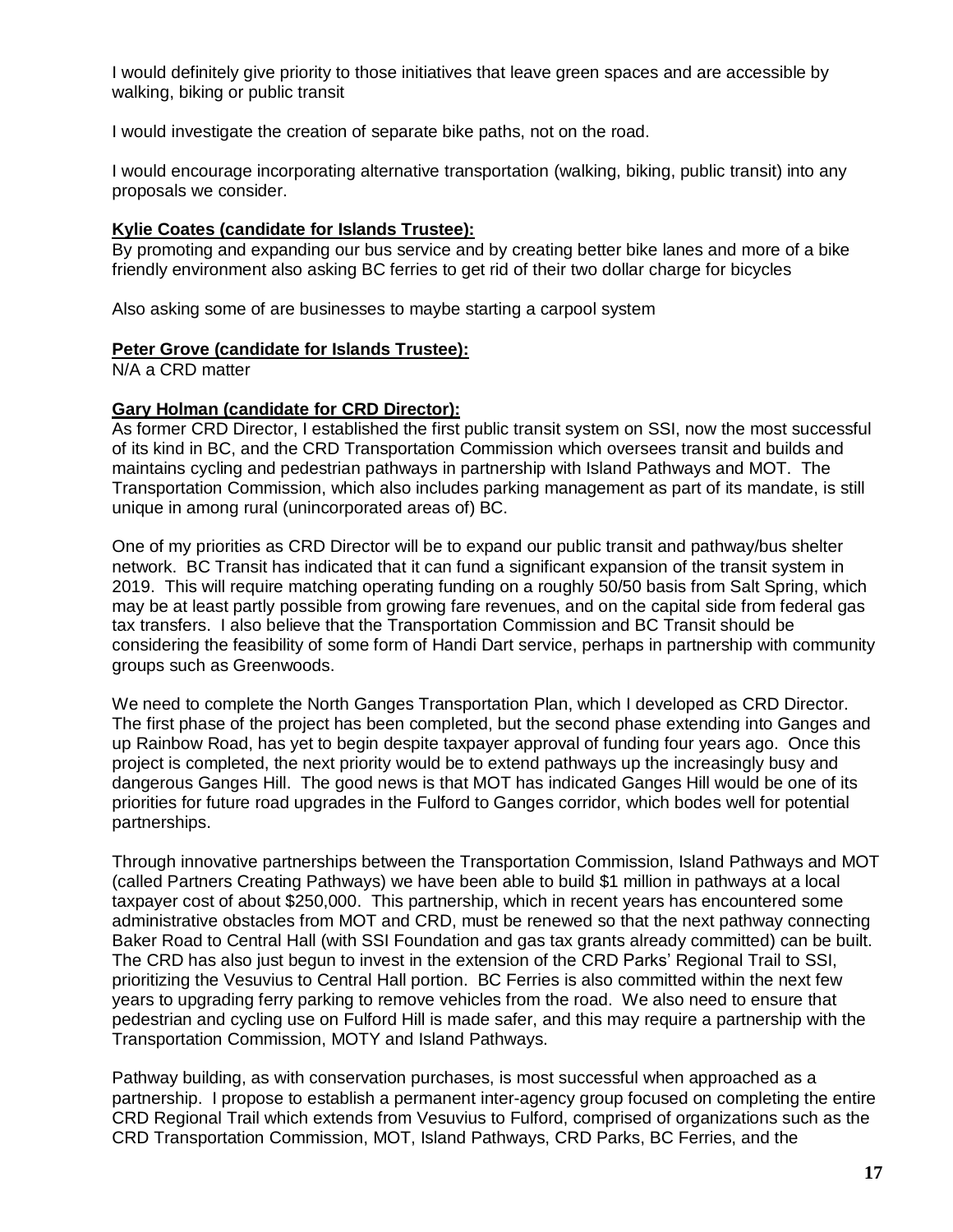I would definitely give priority to those initiatives that leave green spaces and are accessible by walking, biking or public transit

I would investigate the creation of separate bike paths, not on the road.

I would encourage incorporating alternative transportation (walking, biking, public transit) into any proposals we consider.

**Kylie Coates (candidate for Islands Trustee):**
By promoting and expanding our bus service and by creating better bike lanes and more of a bike friendly environment also asking BC ferries to get rid of their two dollar charge for bicycles

Also asking some of are businesses to maybe starting a carpool system

**Peter Grove (candidate for Islands Trustee):**
N/A a CRD matter

**Gary Holman (candidate for CRD Director):**
As former CRD Director, I established the first public transit system on SSI, now the most successful of its kind in BC, and the CRD Transportation Commission which oversees transit and builds and maintains cycling and pedestrian pathways in partnership with Island Pathways and MOT. The Transportation Commission, which also includes parking management as part of its mandate, is still unique in among rural (unincorporated areas of) BC.

One of my priorities as CRD Director will be to expand our public transit and pathway/bus shelter network. BC Transit has indicated that it can fund a significant expansion of the transit system in 2019. This will require matching operating funding on a roughly 50/50 basis from Salt Spring, which may be at least partly possible from growing fare revenues, and on the capital side from federal gas tax transfers. I also believe that the Transportation Commission and BC Transit should be considering the feasibility of some form of Handi Dart service, perhaps in partnership with community groups such as Greenwoods.

We need to complete the North Ganges Transportation Plan, which I developed as CRD Director. The first phase of the project has been completed, but the second phase extending into Ganges and up Rainbow Road, has yet to begin despite taxpayer approval of funding four years ago. Once this project is completed, the next priority would be to extend pathways up the increasingly busy and dangerous Ganges Hill. The good news is that MOT has indicated Ganges Hill would be one of its priorities for future road upgrades in the Fulford to Ganges corridor, which bodes well for potential partnerships.

Through innovative partnerships between the Transportation Commission, Island Pathways and MOT (called Partners Creating Pathways) we have been able to build $1 million in pathways at a local taxpayer cost of about $250,000. This partnership, which in recent years has encountered some administrative obstacles from MOT and CRD, must be renewed so that the next pathway connecting Baker Road to Central Hall (with SSI Foundation and gas tax grants already committed) can be built. The CRD has also just begun to invest in the extension of the CRD Parks' Regional Trail to SSI, prioritizing the Vesuvius to Central Hall portion. BC Ferries is also committed within the next few years to upgrading ferry parking to remove vehicles from the road. We also need to ensure that pedestrian and cycling use on Fulford Hill is made safer, and this may require a partnership with the Transportation Commission, MOTY and Island Pathways.

Pathway building, as with conservation purchases, is most successful when approached as a partnership. I propose to establish a permanent inter-agency group focused on completing the entire CRD Regional Trail which extends from Vesuvius to Fulford, comprised of organizations such as the CRD Transportation Commission, MOT, Island Pathways, CRD Parks, BC Ferries, and the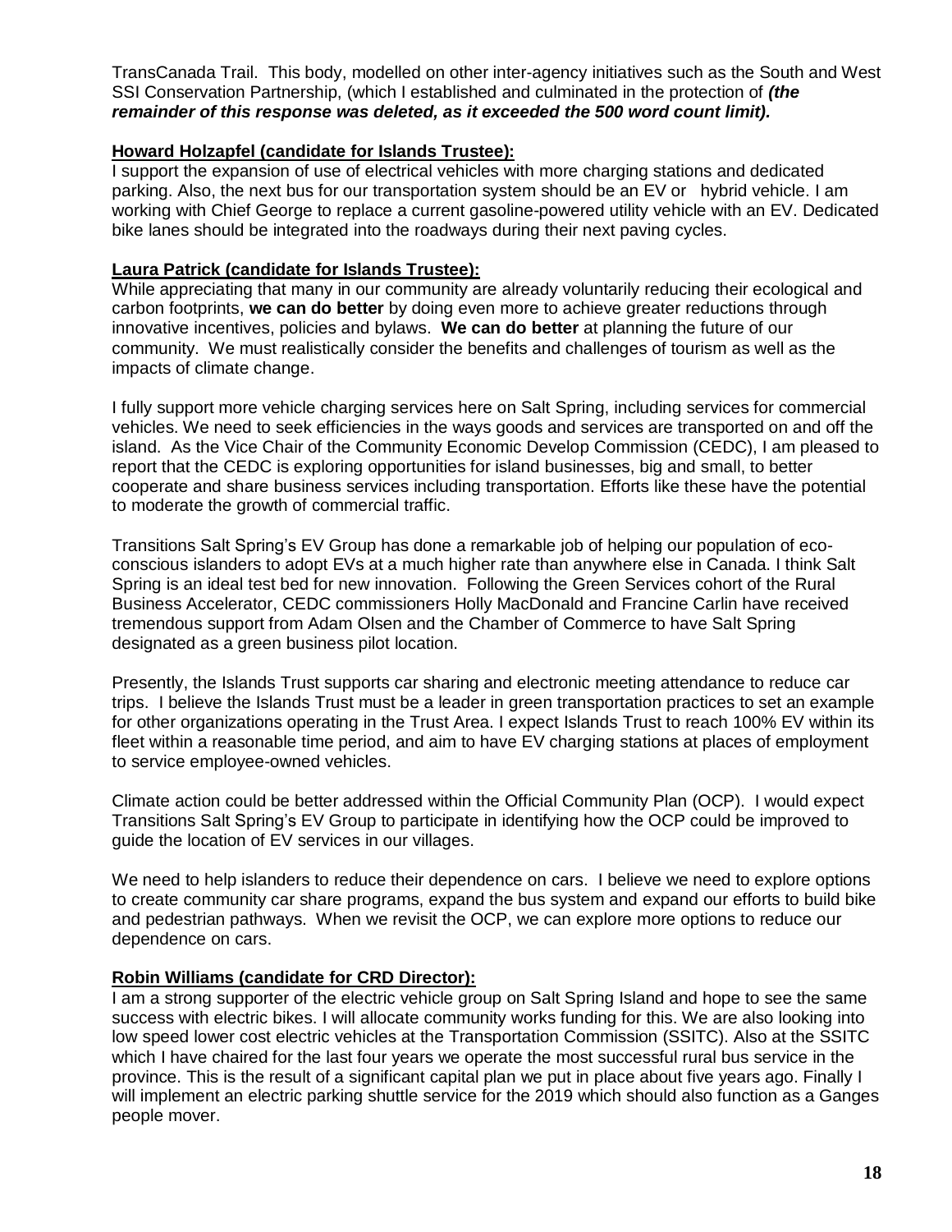TransCanada Trail. This body, modelled on other inter-agency initiatives such as the South and West SSI Conservation Partnership, (which I established and culminated in the protection of ***(the remainder of this response was deleted, as it exceeded the 500 word count limit).***

**Howard Holzapfel (candidate for Islands Trustee):**

I support the expansion of use of electrical vehicles with more charging stations and dedicated parking. Also, the next bus for our transportation system should be an EV or hybrid vehicle. I am working with Chief George to replace a current gasoline-powered utility vehicle with an EV. Dedicated bike lanes should be integrated into the roadways during their next paving cycles.

**Laura Patrick (candidate for Islands Trustee):**

While appreciating that many in our community are already voluntarily reducing their ecological and carbon footprints, **we can do better** by doing even more to achieve greater reductions through innovative incentives, policies and bylaws. **We can do better** at planning the future of our community. We must realistically consider the benefits and challenges of tourism as well as the impacts of climate change.

I fully support more vehicle charging services here on Salt Spring, including services for commercial vehicles. We need to seek efficiencies in the ways goods and services are transported on and off the island. As the Vice Chair of the Community Economic Develop Commission (CEDC), I am pleased to report that the CEDC is exploring opportunities for island businesses, big and small, to better cooperate and share business services including transportation. Efforts like these have the potential to moderate the growth of commercial traffic.

Transitions Salt Spring's EV Group has done a remarkable job of helping our population of eco-conscious islanders to adopt EVs at a much higher rate than anywhere else in Canada. I think Salt Spring is an ideal test bed for new innovation. Following the Green Services cohort of the Rural Business Accelerator, CEDC commissioners Holly MacDonald and Francine Carlin have received tremendous support from Adam Olsen and the Chamber of Commerce to have Salt Spring designated as a green business pilot location.

Presently, the Islands Trust supports car sharing and electronic meeting attendance to reduce car trips. I believe the Islands Trust must be a leader in green transportation practices to set an example for other organizations operating in the Trust Area. I expect Islands Trust to reach 100% EV within its fleet within a reasonable time period, and aim to have EV charging stations at places of employment to service employee-owned vehicles.

Climate action could be better addressed within the Official Community Plan (OCP). I would expect Transitions Salt Spring's EV Group to participate in identifying how the OCP could be improved to guide the location of EV services in our villages.

We need to help islanders to reduce their dependence on cars. I believe we need to explore options to create community car share programs, expand the bus system and expand our efforts to build bike and pedestrian pathways. When we revisit the OCP, we can explore more options to reduce our dependence on cars.

**Robin Williams (candidate for CRD Director):**

I am a strong supporter of the electric vehicle group on Salt Spring Island and hope to see the same success with electric bikes. I will allocate community works funding for this. We are also looking into low speed lower cost electric vehicles at the Transportation Commission (SSITC). Also at the SSITC which I have chaired for the last four years we operate the most successful rural bus service in the province. This is the result of a significant capital plan we put in place about five years ago. Finally I will implement an electric parking shuttle service for the 2019 which should also function as a Ganges people mover.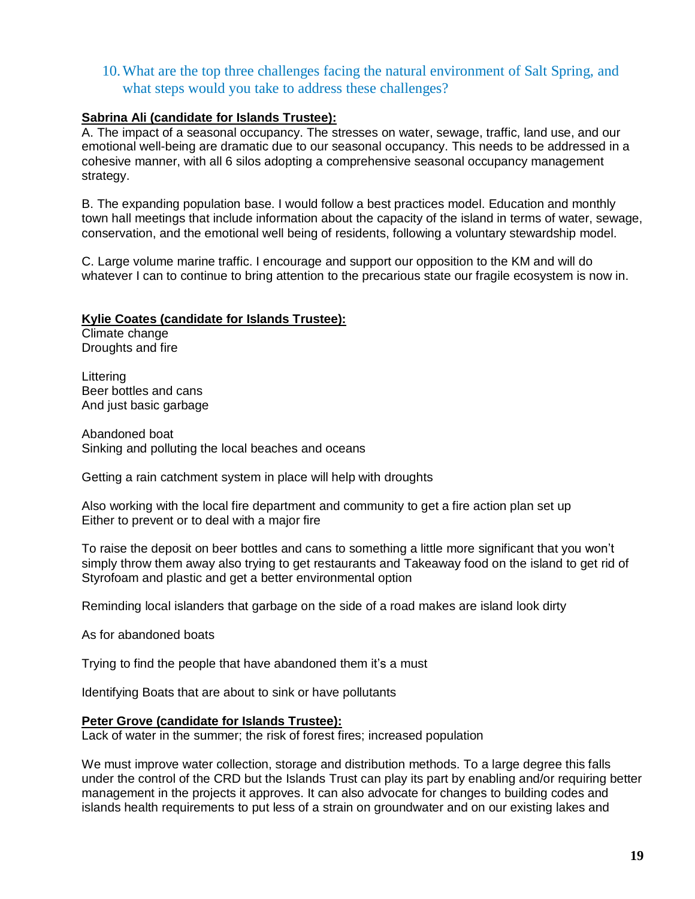## 10. What are the top three challenges facing the natural environment of Salt Spring, and what steps would you take to address these challenges?

**Sabrina Ali (candidate for Islands Trustee):**

A. The impact of a seasonal occupancy. The stresses on water, sewage, traffic, land use, and our emotional well-being are dramatic due to our seasonal occupancy. This needs to be addressed in a cohesive manner, with all 6 silos adopting a comprehensive seasonal occupancy management strategy.

B. The expanding population base. I would follow a best practices model. Education and monthly town hall meetings that include information about the capacity of the island in terms of water, sewage, conservation, and the emotional well being of residents, following a voluntary stewardship model.

C. Large volume marine traffic. I encourage and support our opposition to the KM and will do whatever I can to continue to bring attention to the precarious state our fragile ecosystem is now in.

**Kylie Coates (candidate for Islands Trustee):**

Climate change
Droughts and fire

Littering
Beer bottles and cans
And just basic garbage

Abandoned boat
Sinking and polluting the local beaches and oceans

Getting a rain catchment system in place will help with droughts

Also working with the local fire department and community to get a fire action plan set up
Either to prevent or to deal with a major fire

To raise the deposit on beer bottles and cans to something a little more significant that you won't simply throw them away also trying to get restaurants and Takeaway food on the island to get rid of Styrofoam and plastic and get a better environmental option

Reminding local islanders that garbage on the side of a road makes are island look dirty

As for abandoned boats

Trying to find the people that have abandoned them it's a must

Identifying Boats that are about to sink or have pollutants

**Peter Grove (candidate for Islands Trustee):**

Lack of water in the summer; the risk of forest fires; increased population

We must improve water collection, storage and distribution methods. To a large degree this falls under the control of the CRD but the Islands Trust can play its part by enabling and/or requiring better management in the projects it approves. It can also advocate for changes to building codes and islands health requirements to put less of a strain on groundwater and on our existing lakes and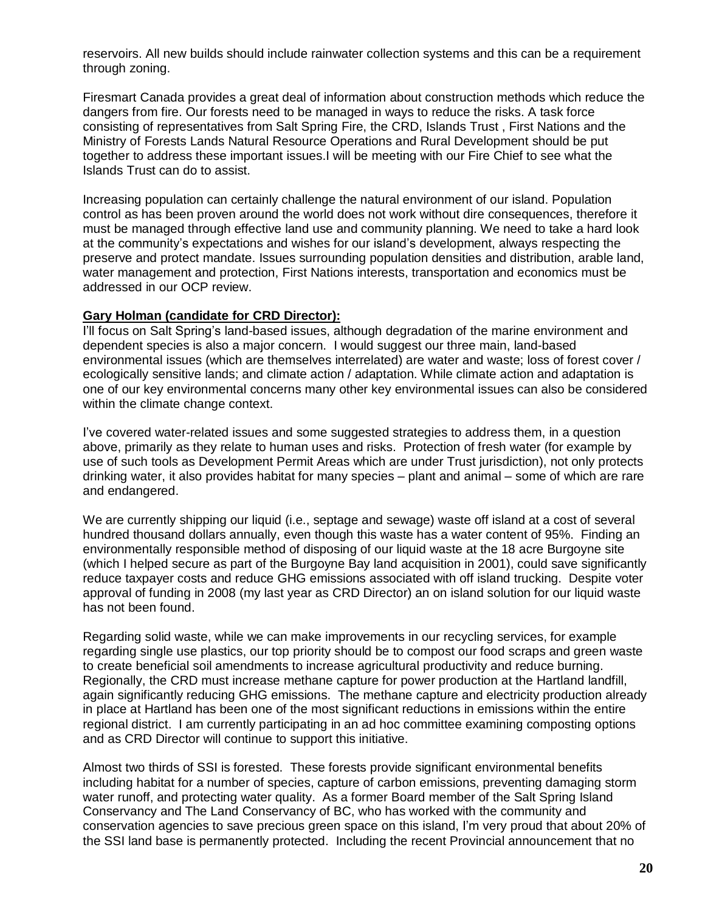reservoirs. All new builds should include rainwater collection systems and this can be a requirement through zoning.

Firesmart Canada provides a great deal of information about construction methods which reduce the dangers from fire. Our forests need to be managed in ways to reduce the risks. A task force consisting of representatives from Salt Spring Fire, the CRD, Islands Trust , First Nations and the Ministry of Forests Lands Natural Resource Operations and Rural Development should be put together to address these important issues.I will be meeting with our Fire Chief to see what the Islands Trust can do to assist.

Increasing population can certainly challenge the natural environment of our island. Population control as has been proven around the world does not work without dire consequences, therefore it must be managed through effective land use and community planning. We need to take a hard look at the community's expectations and wishes for our island's development, always respecting the preserve and protect mandate. Issues surrounding population densities and distribution, arable land, water management and protection, First Nations interests, transportation and economics must be addressed in our OCP review.

**Gary Holman (candidate for CRD Director):**

I'll focus on Salt Spring's land-based issues, although degradation of the marine environment and dependent species is also a major concern. I would suggest our three main, land-based environmental issues (which are themselves interrelated) are water and waste; loss of forest cover / ecologically sensitive lands; and climate action / adaptation. While climate action and adaptation is one of our key environmental concerns many other key environmental issues can also be considered within the climate change context.

I've covered water-related issues and some suggested strategies to address them, in a question above, primarily as they relate to human uses and risks. Protection of fresh water (for example by use of such tools as Development Permit Areas which are under Trust jurisdiction), not only protects drinking water, it also provides habitat for many species – plant and animal – some of which are rare and endangered.

We are currently shipping our liquid (i.e., septage and sewage) waste off island at a cost of several hundred thousand dollars annually, even though this waste has a water content of 95%. Finding an environmentally responsible method of disposing of our liquid waste at the 18 acre Burgoyne site (which I helped secure as part of the Burgoyne Bay land acquisition in 2001), could save significantly reduce taxpayer costs and reduce GHG emissions associated with off island trucking. Despite voter approval of funding in 2008 (my last year as CRD Director) an on island solution for our liquid waste has not been found.

Regarding solid waste, while we can make improvements in our recycling services, for example regarding single use plastics, our top priority should be to compost our food scraps and green waste to create beneficial soil amendments to increase agricultural productivity and reduce burning. Regionally, the CRD must increase methane capture for power production at the Hartland landfill, again significantly reducing GHG emissions. The methane capture and electricity production already in place at Hartland has been one of the most significant reductions in emissions within the entire regional district. I am currently participating in an ad hoc committee examining composting options and as CRD Director will continue to support this initiative.

Almost two thirds of SSI is forested. These forests provide significant environmental benefits including habitat for a number of species, capture of carbon emissions, preventing damaging storm water runoff, and protecting water quality. As a former Board member of the Salt Spring Island Conservancy and The Land Conservancy of BC, who has worked with the community and conservation agencies to save precious green space on this island, I'm very proud that about 20% of the SSI land base is permanently protected. Including the recent Provincial announcement that no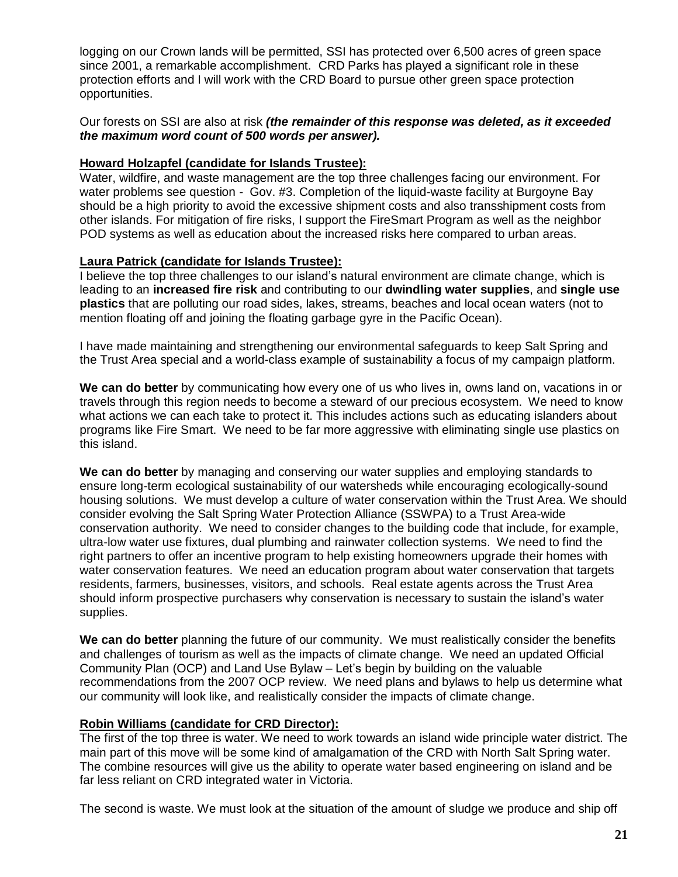logging on our Crown lands will be permitted, SSI has protected over 6,500 acres of green space since 2001, a remarkable accomplishment. CRD Parks has played a significant role in these protection efforts and I will work with the CRD Board to pursue other green space protection opportunities.

Our forests on SSI are also at risk ***(the remainder of this response was deleted, as it exceeded the maximum word count of 500 words per answer).***

**Howard Holzapfel (candidate for Islands Trustee):**

Water, wildfire, and waste management are the top three challenges facing our environment. For water problems see question - Gov. #3. Completion of the liquid-waste facility at Burgoyne Bay should be a high priority to avoid the excessive shipment costs and also transshipment costs from other islands. For mitigation of fire risks, I support the FireSmart Program as well as the neighbor POD systems as well as education about the increased risks here compared to urban areas.

**Laura Patrick (candidate for Islands Trustee):**

I believe the top three challenges to our island's natural environment are climate change, which is leading to an **increased fire risk** and contributing to our **dwindling water supplies**, and **single use plastics** that are polluting our road sides, lakes, streams, beaches and local ocean waters (not to mention floating off and joining the floating garbage gyre in the Pacific Ocean).

I have made maintaining and strengthening our environmental safeguards to keep Salt Spring and the Trust Area special and a world-class example of sustainability a focus of my campaign platform.

**We can do better** by communicating how every one of us who lives in, owns land on, vacations in or travels through this region needs to become a steward of our precious ecosystem. We need to know what actions we can each take to protect it. This includes actions such as educating islanders about programs like Fire Smart. We need to be far more aggressive with eliminating single use plastics on this island.

**We can do better** by managing and conserving our water supplies and employing standards to ensure long-term ecological sustainability of our watersheds while encouraging ecologically-sound housing solutions. We must develop a culture of water conservation within the Trust Area. We should consider evolving the Salt Spring Water Protection Alliance (SSWPA) to a Trust Area-wide conservation authority. We need to consider changes to the building code that include, for example, ultra-low water use fixtures, dual plumbing and rainwater collection systems. We need to find the right partners to offer an incentive program to help existing homeowners upgrade their homes with water conservation features. We need an education program about water conservation that targets residents, farmers, businesses, visitors, and schools. Real estate agents across the Trust Area should inform prospective purchasers why conservation is necessary to sustain the island's water supplies.

**We can do better** planning the future of our community. We must realistically consider the benefits and challenges of tourism as well as the impacts of climate change. We need an updated Official Community Plan (OCP) and Land Use Bylaw – Let's begin by building on the valuable recommendations from the 2007 OCP review. We need plans and bylaws to help us determine what our community will look like, and realistically consider the impacts of climate change.

**Robin Williams (candidate for CRD Director):**

The first of the top three is water. We need to work towards an island wide principle water district. The main part of this move will be some kind of amalgamation of the CRD with North Salt Spring water. The combine resources will give us the ability to operate water based engineering on island and be far less reliant on CRD integrated water in Victoria.

The second is waste. We must look at the situation of the amount of sludge we produce and ship off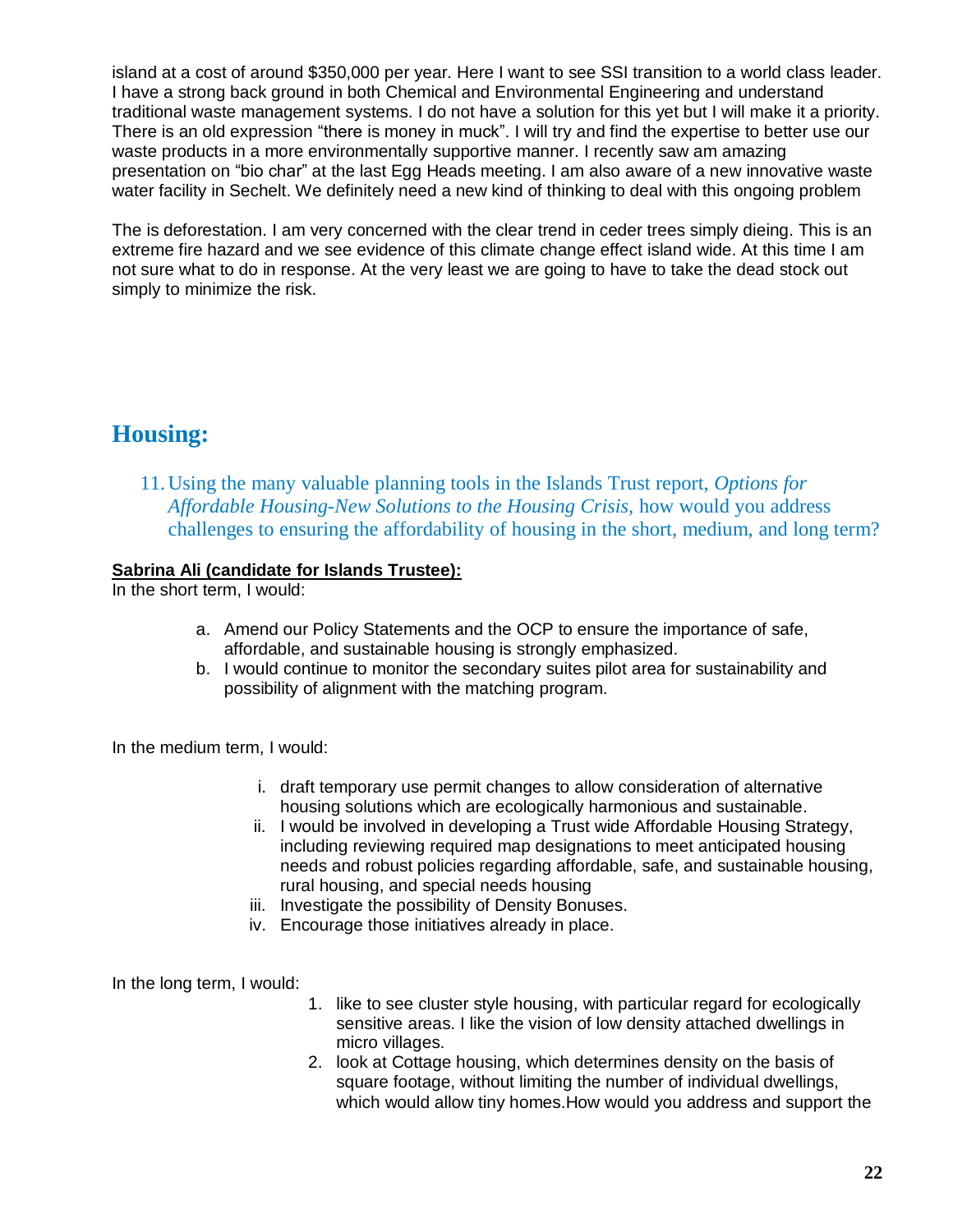island at a cost of around $350,000 per year. Here I want to see SSI transition to a world class leader. I have a strong back ground in both Chemical and Environmental Engineering and understand traditional waste management systems. I do not have a solution for this yet but I will make it a priority. There is an old expression "there is money in muck". I will try and find the expertise to better use our waste products in a more environmentally supportive manner. I recently saw am amazing presentation on "bio char" at the last Egg Heads meeting. I am also aware of a new innovative waste water facility in Sechelt. We definitely need a new kind of thinking to deal with this ongoing problem

The is deforestation. I am very concerned with the clear trend in ceder trees simply dieing. This is an extreme fire hazard and we see evidence of this climate change effect island wide. At this time I am not sure what to do in response. At the very least we are going to have to take the dead stock out simply to minimize the risk.

## Housing:

11. Using the many valuable planning tools in the Islands Trust report, *Options for Affordable Housing-New Solutions to the Housing Crisis*, how would you address challenges to ensuring the affordability of housing in the short, medium, and long term?

**Sabrina Ali (candidate for Islands Trustee):**
In the short term, I would:

a. Amend our Policy Statements and the OCP to ensure the importance of safe, affordable, and sustainable housing is strongly emphasized.
b. I would continue to monitor the secondary suites pilot area for sustainability and possibility of alignment with the matching program.

In the medium term, I would:

i. draft temporary use permit changes to allow consideration of alternative housing solutions which are ecologically harmonious and sustainable.
ii. I would be involved in developing a Trust wide Affordable Housing Strategy, including reviewing required map designations to meet anticipated housing needs and robust policies regarding affordable, safe, and sustainable housing, rural housing, and special needs housing
iii. Investigate the possibility of Density Bonuses.
iv. Encourage those initiatives already in place.

In the long term, I would:

1. like to see cluster style housing, with particular regard for ecologically sensitive areas. I like the vision of low density attached dwellings in micro villages.
2. look at Cottage housing, which determines density on the basis of square footage, without limiting the number of individual dwellings, which would allow tiny homes.How would you address and support the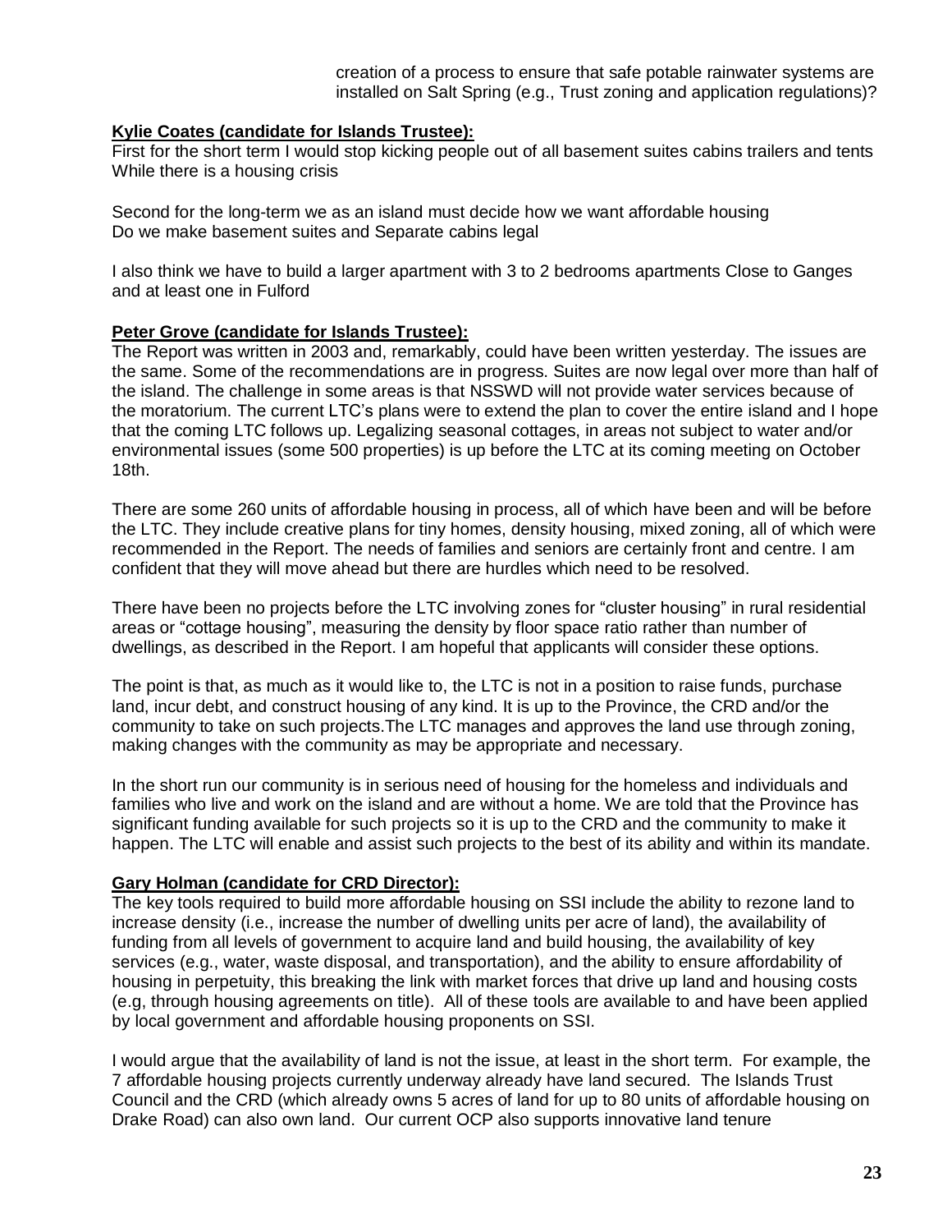creation of a process to ensure that safe potable rainwater systems are installed on Salt Spring (e.g., Trust zoning and application regulations)?

**Kylie Coates (candidate for Islands Trustee):**

First for the short term I would stop kicking people out of all basement suites cabins trailers and tents While there is a housing crisis

Second for the long-term we as an island must decide how we want affordable housing
Do we make basement suites and Separate cabins legal

I also think we have to build a larger apartment with 3 to 2 bedrooms apartments Close to Ganges and at least one in Fulford

**Peter Grove (candidate for Islands Trustee):**

The Report was written in 2003 and, remarkably, could have been written yesterday. The issues are the same. Some of the recommendations are in progress. Suites are now legal over more than half of the island. The challenge in some areas is that NSSWD will not provide water services because of the moratorium. The current LTC's plans were to extend the plan to cover the entire island and I hope that the coming LTC follows up. Legalizing seasonal cottages, in areas not subject to water and/or environmental issues (some 500 properties) is up before the LTC at its coming meeting on October 18th.

There are some 260 units of affordable housing in process, all of which have been and will be before the LTC. They include creative plans for tiny homes, density housing, mixed zoning, all of which were recommended in the Report. The needs of families and seniors are certainly front and centre. I am confident that they will move ahead but there are hurdles which need to be resolved.

There have been no projects before the LTC involving zones for "cluster housing" in rural residential areas or "cottage housing", measuring the density by floor space ratio rather than number of dwellings, as described in the Report. I am hopeful that applicants will consider these options.

The point is that, as much as it would like to, the LTC is not in a position to raise funds, purchase land, incur debt, and construct housing of any kind. It is up to the Province, the CRD and/or the community to take on such projects.The LTC manages and approves the land use through zoning, making changes with the community as may be appropriate and necessary.

In the short run our community is in serious need of housing for the homeless and individuals and families who live and work on the island and are without a home. We are told that the Province has significant funding available for such projects so it is up to the CRD and the community to make it happen. The LTC will enable and assist such projects to the best of its ability and within its mandate.

**Gary Holman (candidate for CRD Director):**

The key tools required to build more affordable housing on SSI include the ability to rezone land to increase density (i.e., increase the number of dwelling units per acre of land), the availability of funding from all levels of government to acquire land and build housing, the availability of key services (e.g., water, waste disposal, and transportation), and the ability to ensure affordability of housing in perpetuity, this breaking the link with market forces that drive up land and housing costs (e.g, through housing agreements on title). All of these tools are available to and have been applied by local government and affordable housing proponents on SSI.

I would argue that the availability of land is not the issue, at least in the short term. For example, the 7 affordable housing projects currently underway already have land secured. The Islands Trust Council and the CRD (which already owns 5 acres of land for up to 80 units of affordable housing on Drake Road) can also own land. Our current OCP also supports innovative land tenure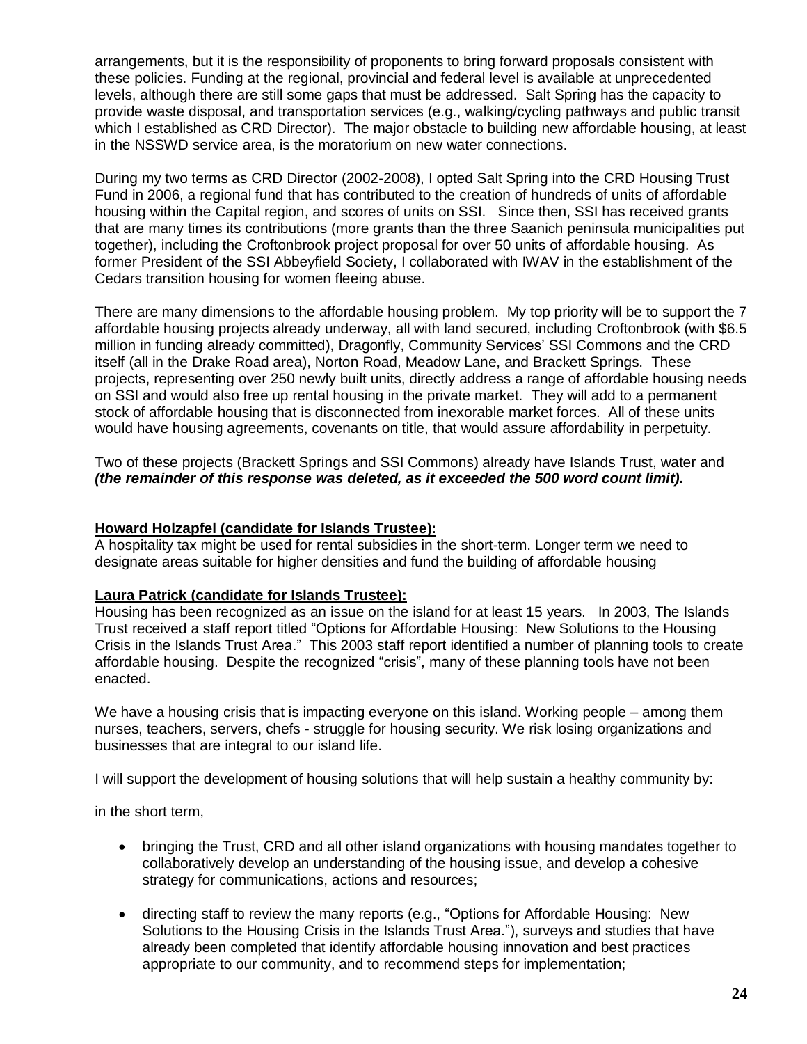arrangements, but it is the responsibility of proponents to bring forward proposals consistent with these policies. Funding at the regional, provincial and federal level is available at unprecedented levels, although there are still some gaps that must be addressed. Salt Spring has the capacity to provide waste disposal, and transportation services (e.g., walking/cycling pathways and public transit which I established as CRD Director). The major obstacle to building new affordable housing, at least in the NSSWD service area, is the moratorium on new water connections.

During my two terms as CRD Director (2002-2008), I opted Salt Spring into the CRD Housing Trust Fund in 2006, a regional fund that has contributed to the creation of hundreds of units of affordable housing within the Capital region, and scores of units on SSI. Since then, SSI has received grants that are many times its contributions (more grants than the three Saanich peninsula municipalities put together), including the Croftonbrook project proposal for over 50 units of affordable housing. As former President of the SSI Abbeyfield Society, I collaborated with IWAV in the establishment of the Cedars transition housing for women fleeing abuse.

There are many dimensions to the affordable housing problem. My top priority will be to support the 7 affordable housing projects already underway, all with land secured, including Croftonbrook (with $6.5 million in funding already committed), Dragonfly, Community Services' SSI Commons and the CRD itself (all in the Drake Road area), Norton Road, Meadow Lane, and Brackett Springs. These projects, representing over 250 newly built units, directly address a range of affordable housing needs on SSI and would also free up rental housing in the private market. They will add to a permanent stock of affordable housing that is disconnected from inexorable market forces. All of these units would have housing agreements, covenants on title, that would assure affordability in perpetuity.

Two of these projects (Brackett Springs and SSI Commons) already have Islands Trust, water and ***(the remainder of this response was deleted, as it exceeded the 500 word count limit).***

**Howard Holzapfel (candidate for Islands Trustee):**

A hospitality tax might be used for rental subsidies in the short-term. Longer term we need to designate areas suitable for higher densities and fund the building of affordable housing

**Laura Patrick (candidate for Islands Trustee):**

Housing has been recognized as an issue on the island for at least 15 years. In 2003, The Islands Trust received a staff report titled "Options for Affordable Housing: New Solutions to the Housing Crisis in the Islands Trust Area." This 2003 staff report identified a number of planning tools to create affordable housing. Despite the recognized "crisis", many of these planning tools have not been enacted.

We have a housing crisis that is impacting everyone on this island. Working people – among them nurses, teachers, servers, chefs - struggle for housing security. We risk losing organizations and businesses that are integral to our island life.

I will support the development of housing solutions that will help sustain a healthy community by:

in the short term,

- bringing the Trust, CRD and all other island organizations with housing mandates together to collaboratively develop an understanding of the housing issue, and develop a cohesive strategy for communications, actions and resources;
- directing staff to review the many reports (e.g., "Options for Affordable Housing: New Solutions to the Housing Crisis in the Islands Trust Area."), surveys and studies that have already been completed that identify affordable housing innovation and best practices appropriate to our community, and to recommend steps for implementation;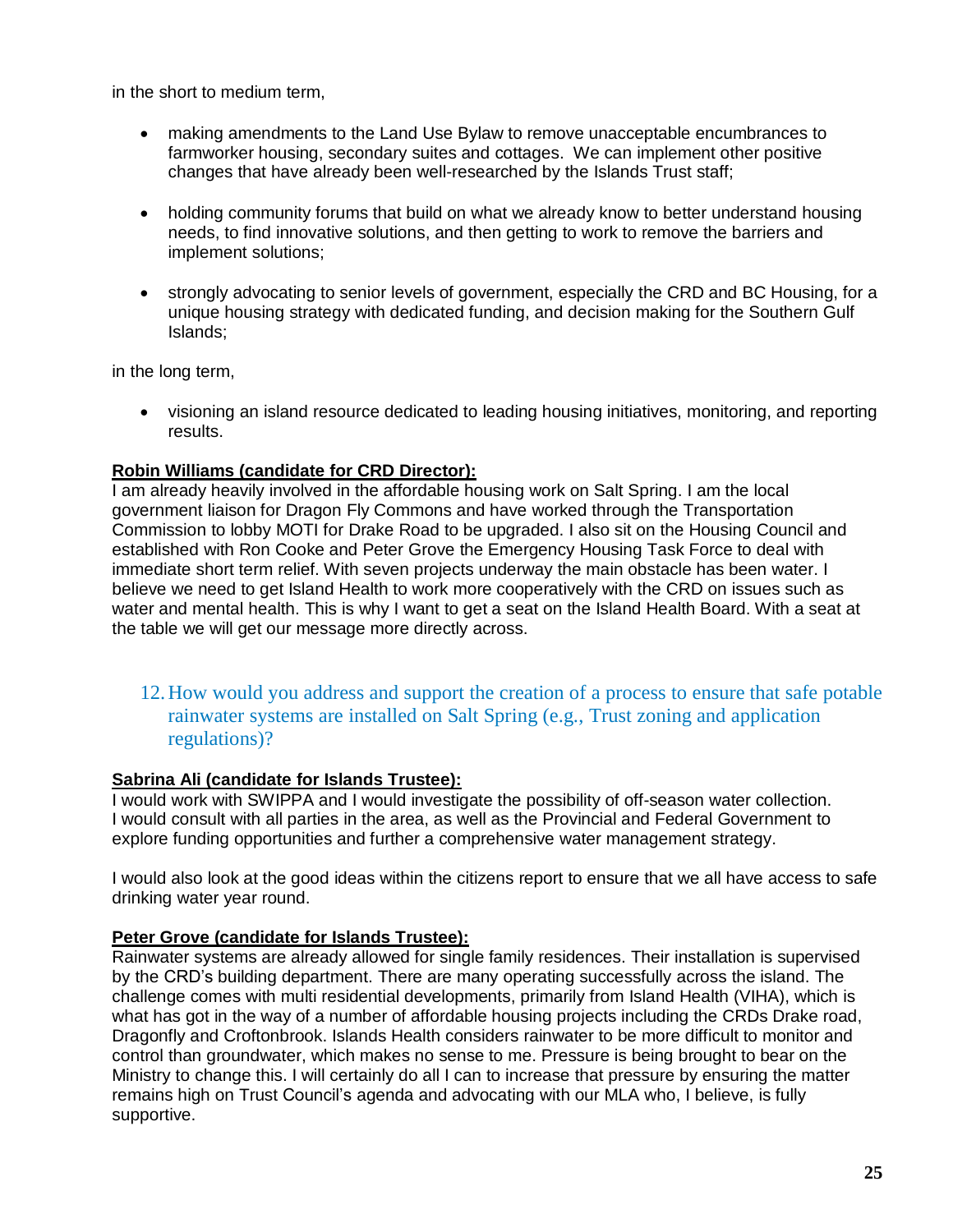in the short to medium term,

- making amendments to the Land Use Bylaw to remove unacceptable encumbrances to farmworker housing, secondary suites and cottages. We can implement other positive changes that have already been well-researched by the Islands Trust staff;
- holding community forums that build on what we already know to better understand housing needs, to find innovative solutions, and then getting to work to remove the barriers and implement solutions;
- strongly advocating to senior levels of government, especially the CRD and BC Housing, for a unique housing strategy with dedicated funding, and decision making for the Southern Gulf Islands;

in the long term,

- visioning an island resource dedicated to leading housing initiatives, monitoring, and reporting results.

**Robin Williams (candidate for CRD Director):**
I am already heavily involved in the affordable housing work on Salt Spring. I am the local government liaison for Dragon Fly Commons and have worked through the Transportation Commission to lobby MOTI for Drake Road to be upgraded. I also sit on the Housing Council and established with Ron Cooke and Peter Grove the Emergency Housing Task Force to deal with immediate short term relief. With seven projects underway the main obstacle has been water. I believe we need to get Island Health to work more cooperatively with the CRD on issues such as water and mental health. This is why I want to get a seat on the Island Health Board. With a seat at the table we will get our message more directly across.

## 12. How would you address and support the creation of a process to ensure that safe potable rainwater systems are installed on Salt Spring (e.g., Trust zoning and application regulations)?

**Sabrina Ali (candidate for Islands Trustee):**
I would work with SWIPPA and I would investigate the possibility of off-season water collection. I would consult with all parties in the area, as well as the Provincial and Federal Government to explore funding opportunities and further a comprehensive water management strategy.

I would also look at the good ideas within the citizens report to ensure that we all have access to safe drinking water year round.

**Peter Grove (candidate for Islands Trustee):**
Rainwater systems are already allowed for single family residences. Their installation is supervised by the CRD's building department. There are many operating successfully across the island. The challenge comes with multi residential developments, primarily from Island Health (VIHA), which is what has got in the way of a number of affordable housing projects including the CRDs Drake road, Dragonfly and Croftonbrook. Islands Health considers rainwater to be more difficult to monitor and control than groundwater, which makes no sense to me. Pressure is being brought to bear on the Ministry to change this. I will certainly do all I can to increase that pressure by ensuring the matter remains high on Trust Council's agenda and advocating with our MLA who, I believe, is fully supportive.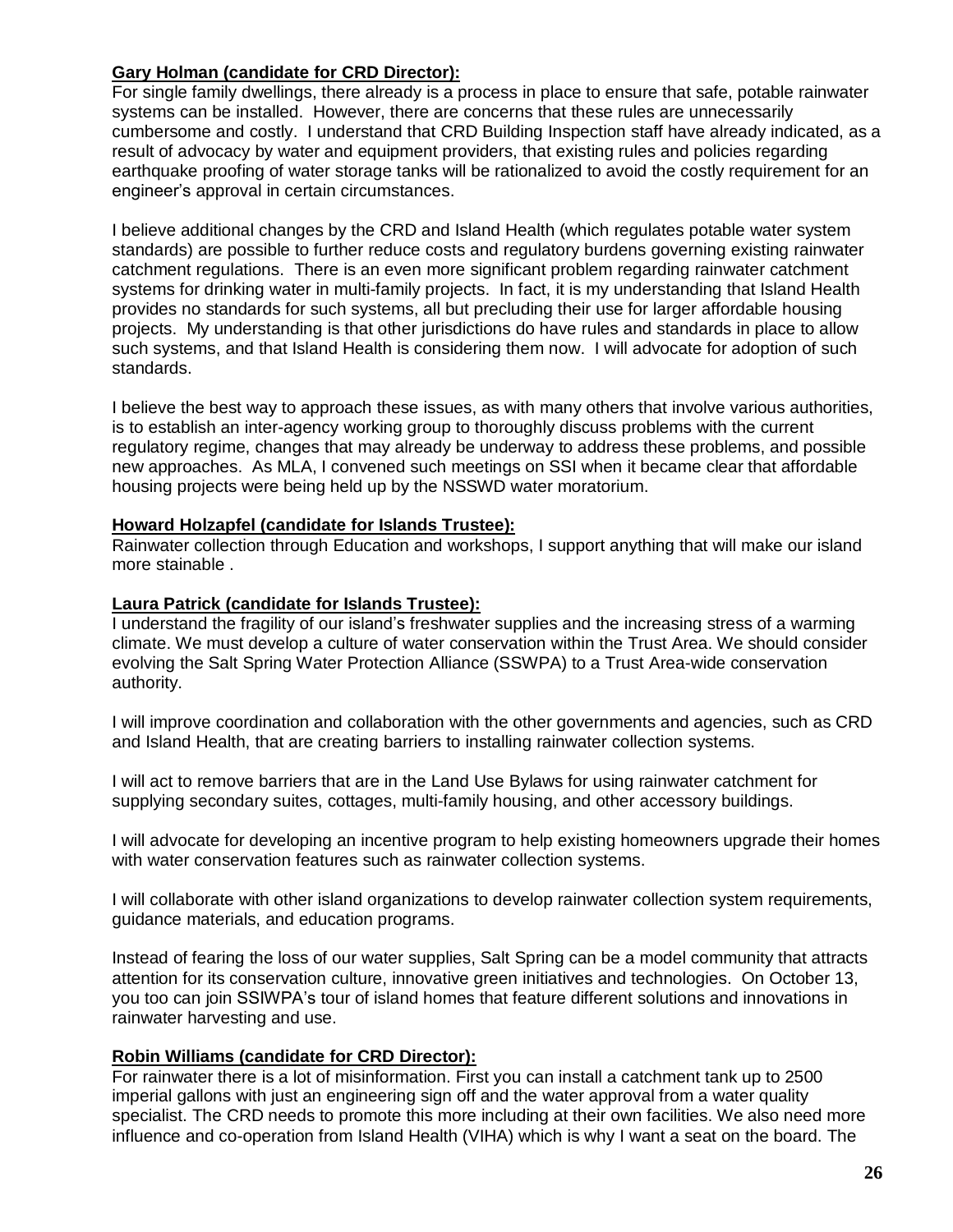**Gary Holman (candidate for CRD Director):**
For single family dwellings, there already is a process in place to ensure that safe, potable rainwater systems can be installed. However, there are concerns that these rules are unnecessarily cumbersome and costly. I understand that CRD Building Inspection staff have already indicated, as a result of advocacy by water and equipment providers, that existing rules and policies regarding earthquake proofing of water storage tanks will be rationalized to avoid the costly requirement for an engineer's approval in certain circumstances.

I believe additional changes by the CRD and Island Health (which regulates potable water system standards) are possible to further reduce costs and regulatory burdens governing existing rainwater catchment regulations. There is an even more significant problem regarding rainwater catchment systems for drinking water in multi-family projects. In fact, it is my understanding that Island Health provides no standards for such systems, all but precluding their use for larger affordable housing projects. My understanding is that other jurisdictions do have rules and standards in place to allow such systems, and that Island Health is considering them now. I will advocate for adoption of such standards.

I believe the best way to approach these issues, as with many others that involve various authorities, is to establish an inter-agency working group to thoroughly discuss problems with the current regulatory regime, changes that may already be underway to address these problems, and possible new approaches. As MLA, I convened such meetings on SSI when it became clear that affordable housing projects were being held up by the NSSWD water moratorium.

**Howard Holzapfel (candidate for Islands Trustee):**
Rainwater collection through Education and workshops, I support anything that will make our island more stainable .

**Laura Patrick (candidate for Islands Trustee):**
I understand the fragility of our island's freshwater supplies and the increasing stress of a warming climate. We must develop a culture of water conservation within the Trust Area. We should consider evolving the Salt Spring Water Protection Alliance (SSWPA) to a Trust Area-wide conservation authority.

I will improve coordination and collaboration with the other governments and agencies, such as CRD and Island Health, that are creating barriers to installing rainwater collection systems.

I will act to remove barriers that are in the Land Use Bylaws for using rainwater catchment for supplying secondary suites, cottages, multi-family housing, and other accessory buildings.

I will advocate for developing an incentive program to help existing homeowners upgrade their homes with water conservation features such as rainwater collection systems.

I will collaborate with other island organizations to develop rainwater collection system requirements, guidance materials, and education programs.

Instead of fearing the loss of our water supplies, Salt Spring can be a model community that attracts attention for its conservation culture, innovative green initiatives and technologies. On October 13, you too can join SSIWPA's tour of island homes that feature different solutions and innovations in rainwater harvesting and use.

**Robin Williams (candidate for CRD Director):**
For rainwater there is a lot of misinformation. First you can install a catchment tank up to 2500 imperial gallons with just an engineering sign off and the water approval from a water quality specialist. The CRD needs to promote this more including at their own facilities. We also need more influence and co-operation from Island Health (VIHA) which is why I want a seat on the board. The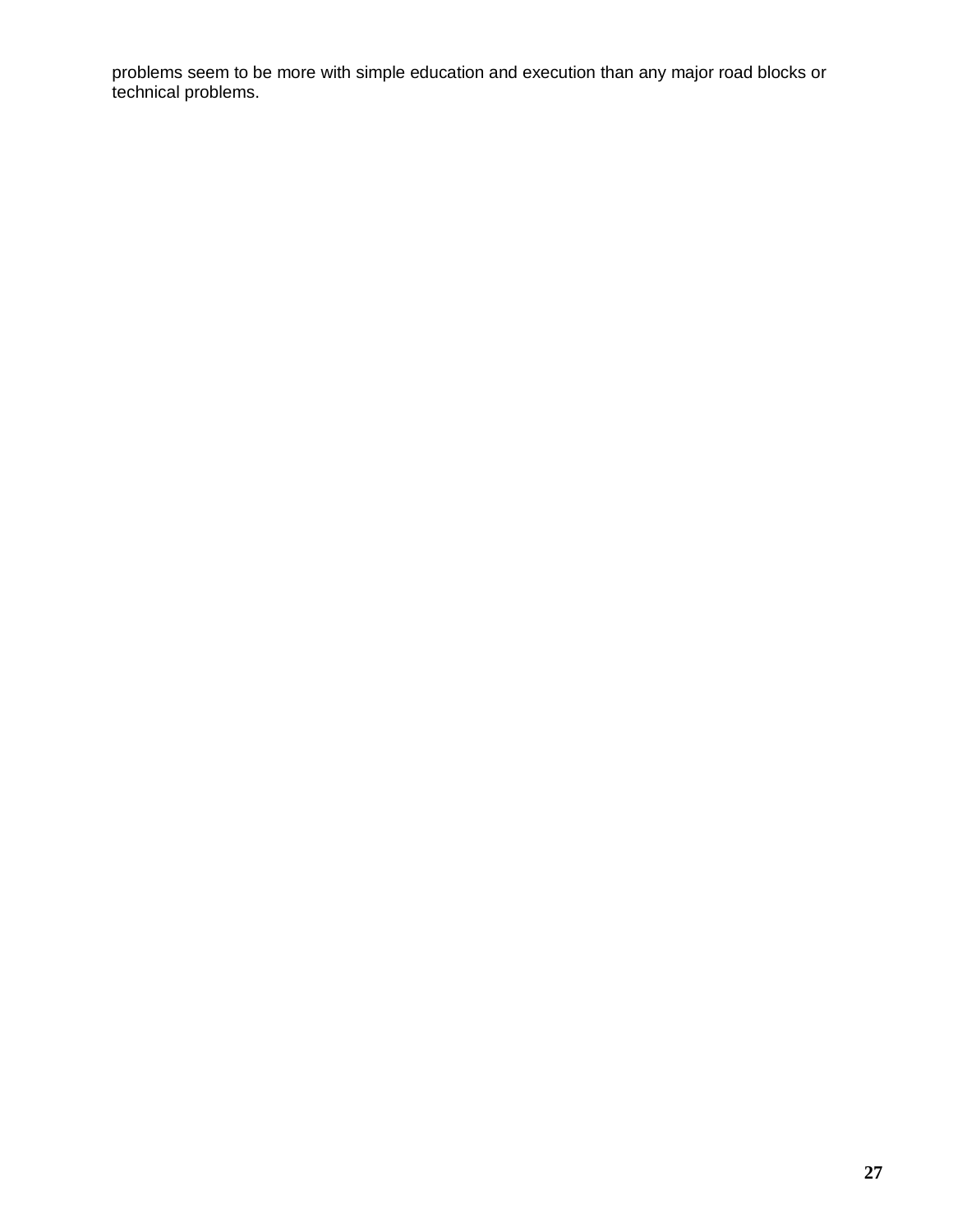problems seem to be more with simple education and execution than any major road blocks or technical problems.